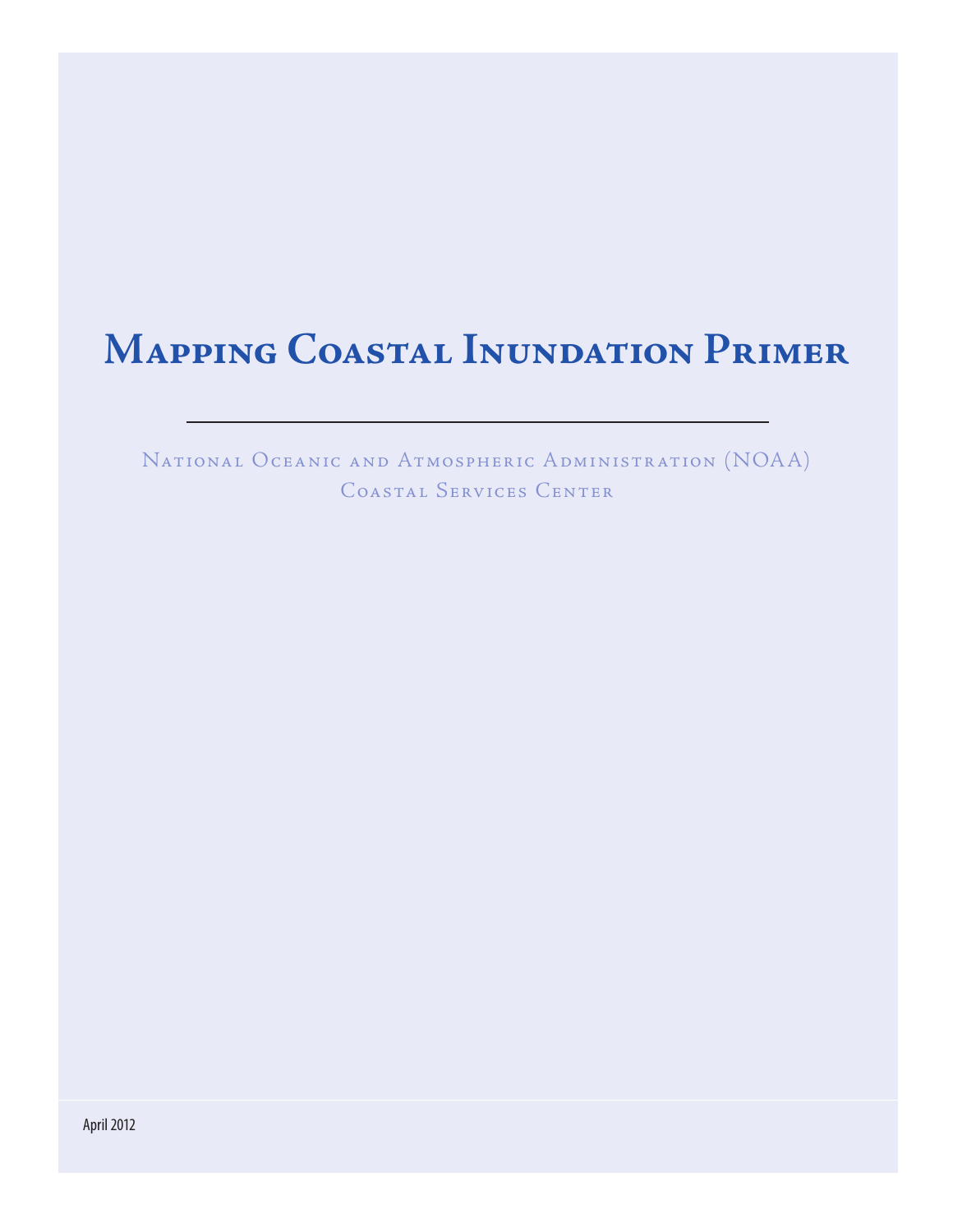# Mapping Coastal Inundation Primer

National Oceanic and Atmospheric Administration (NOAA)
Coastal Services Center

April 2012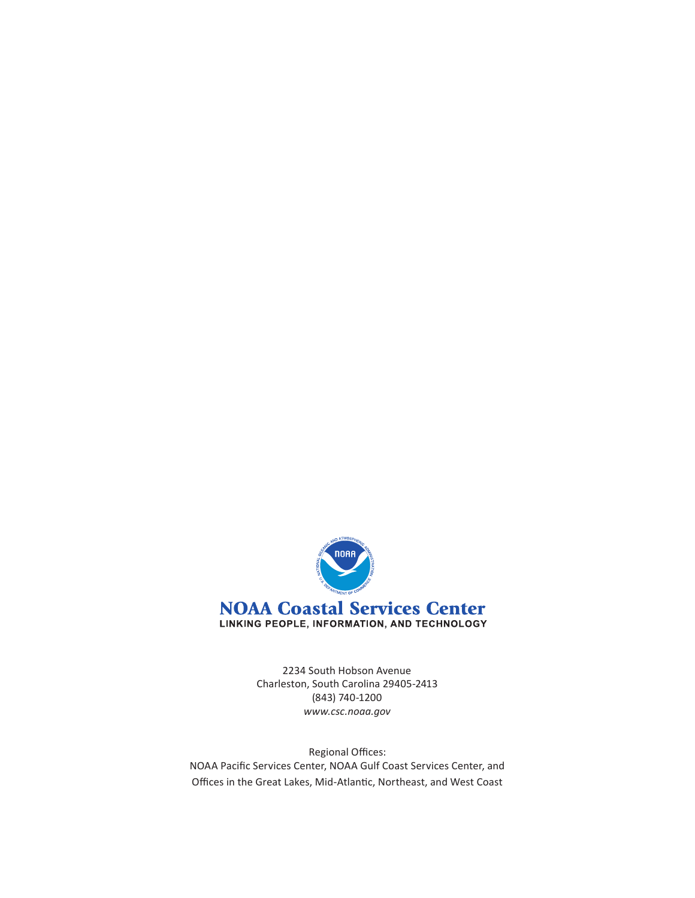**NOAA Coastal Services Center**

LINKING PEOPLE, INFORMATION, AND TECHNOLOGY

2234 South Hobson Avenue
Charleston, South Carolina 29405-2413
(843) 740-1200
*www.csc.noaa.gov*

Regional Offices:
NOAA Pacific Services Center, NOAA Gulf Coast Services Center, and
Offices in the Great Lakes, Mid-Atlantic, Northeast, and West Coast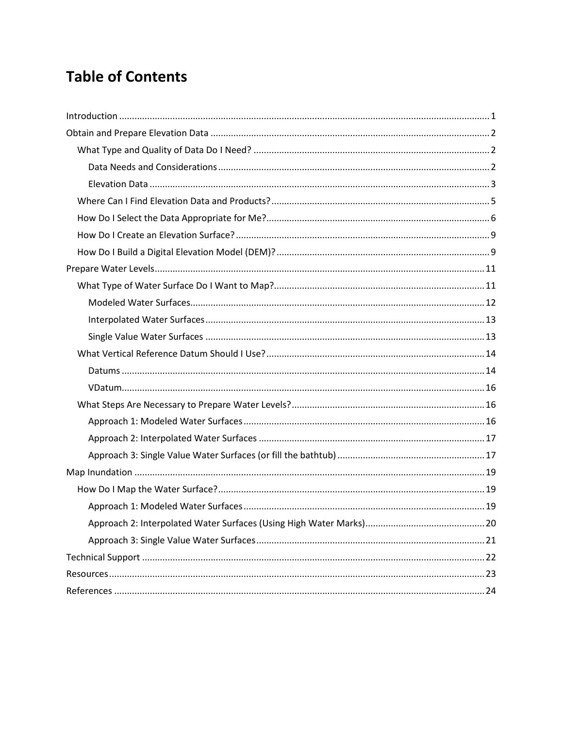# Table of Contents

- Introduction ........ 1
- Obtain and Prepare Elevation Data ........ 2
  - What Type and Quality of Data Do I Need? ........ 2
    - Data Needs and Considerations ........ 2
    - Elevation Data ........ 3
  - Where Can I Find Elevation Data and Products? ........ 5
  - How Do I Select the Data Appropriate for Me? ........ 6
  - How Do I Create an Elevation Surface? ........ 9
  - How Do I Build a Digital Elevation Model (DEM)? ........ 9
- Prepare Water Levels ........ 11
  - What Type of Water Surface Do I Want to Map? ........ 11
    - Modeled Water Surfaces ........ 12
    - Interpolated Water Surfaces ........ 13
    - Single Value Water Surfaces ........ 13
  - What Vertical Reference Datum Should I Use? ........ 14
    - Datums ........ 14
    - VDatum ........ 16
  - What Steps Are Necessary to Prepare Water Levels? ........ 16
    - Approach 1: Modeled Water Surfaces ........ 16
    - Approach 2: Interpolated Water Surfaces ........ 17
    - Approach 3: Single Value Water Surfaces (or fill the bathtub) ........ 17
- Map Inundation ........ 19
  - How Do I Map the Water Surface? ........ 19
    - Approach 1: Modeled Water Surfaces ........ 19
    - Approach 2: Interpolated Water Surfaces (Using High Water Marks) ........ 20
    - Approach 3: Single Value Water Surfaces ........ 21
- Technical Support ........ 22
- Resources ........ 23
- References ........ 24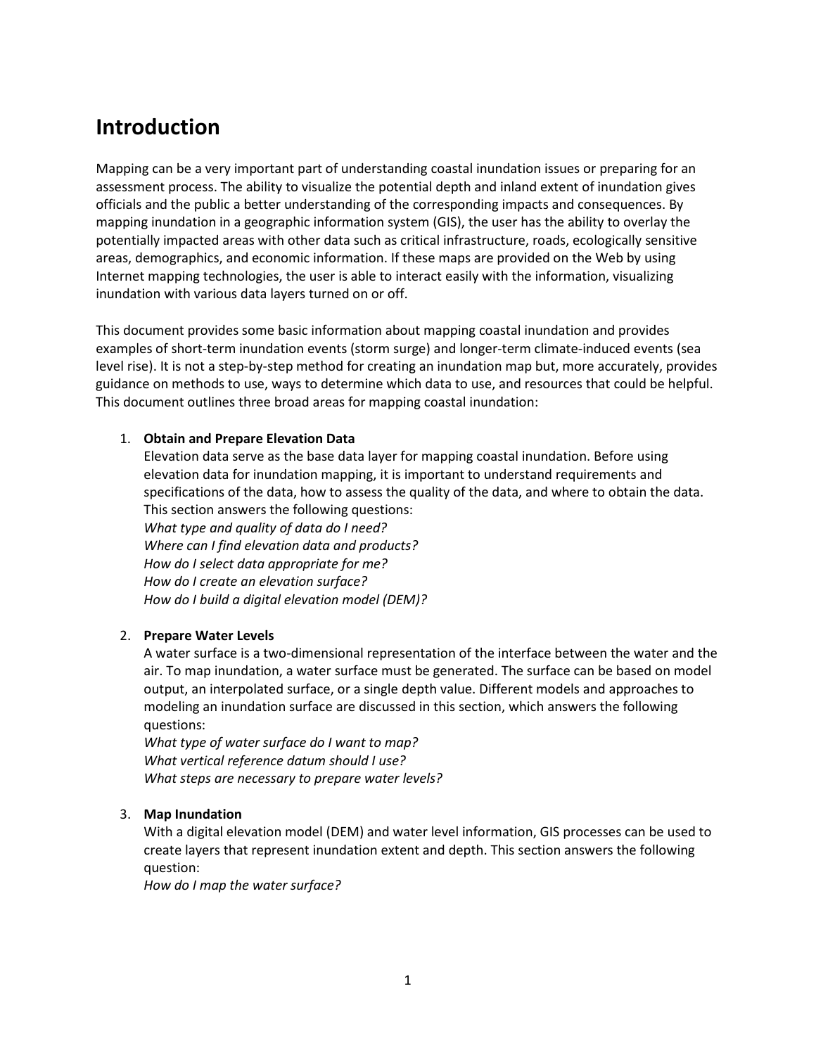# Introduction

Mapping can be a very important part of understanding coastal inundation issues or preparing for an assessment process. The ability to visualize the potential depth and inland extent of inundation gives officials and the public a better understanding of the corresponding impacts and consequences. By mapping inundation in a geographic information system (GIS), the user has the ability to overlay the potentially impacted areas with other data such as critical infrastructure, roads, ecologically sensitive areas, demographics, and economic information. If these maps are provided on the Web by using Internet mapping technologies, the user is able to interact easily with the information, visualizing inundation with various data layers turned on or off.

This document provides some basic information about mapping coastal inundation and provides examples of short-term inundation events (storm surge) and longer-term climate-induced events (sea level rise). It is not a step-by-step method for creating an inundation map but, more accurately, provides guidance on methods to use, ways to determine which data to use, and resources that could be helpful. This document outlines three broad areas for mapping coastal inundation:

1. **Obtain and Prepare Elevation Data**
   Elevation data serve as the base data layer for mapping coastal inundation. Before using elevation data for inundation mapping, it is important to understand requirements and specifications of the data, how to assess the quality of the data, and where to obtain the data. This section answers the following questions:
   *What type and quality of data do I need?*
   *Where can I find elevation data and products?*
   *How do I select data appropriate for me?*
   *How do I create an elevation surface?*
   *How do I build a digital elevation model (DEM)?*

2. **Prepare Water Levels**
   A water surface is a two-dimensional representation of the interface between the water and the air. To map inundation, a water surface must be generated. The surface can be based on model output, an interpolated surface, or a single depth value. Different models and approaches to modeling an inundation surface are discussed in this section, which answers the following questions:
   *What type of water surface do I want to map?*
   *What vertical reference datum should I use?*
   *What steps are necessary to prepare water levels?*

3. **Map Inundation**
   With a digital elevation model (DEM) and water level information, GIS processes can be used to create layers that represent inundation extent and depth. This section answers the following question:
   *How do I map the water surface?*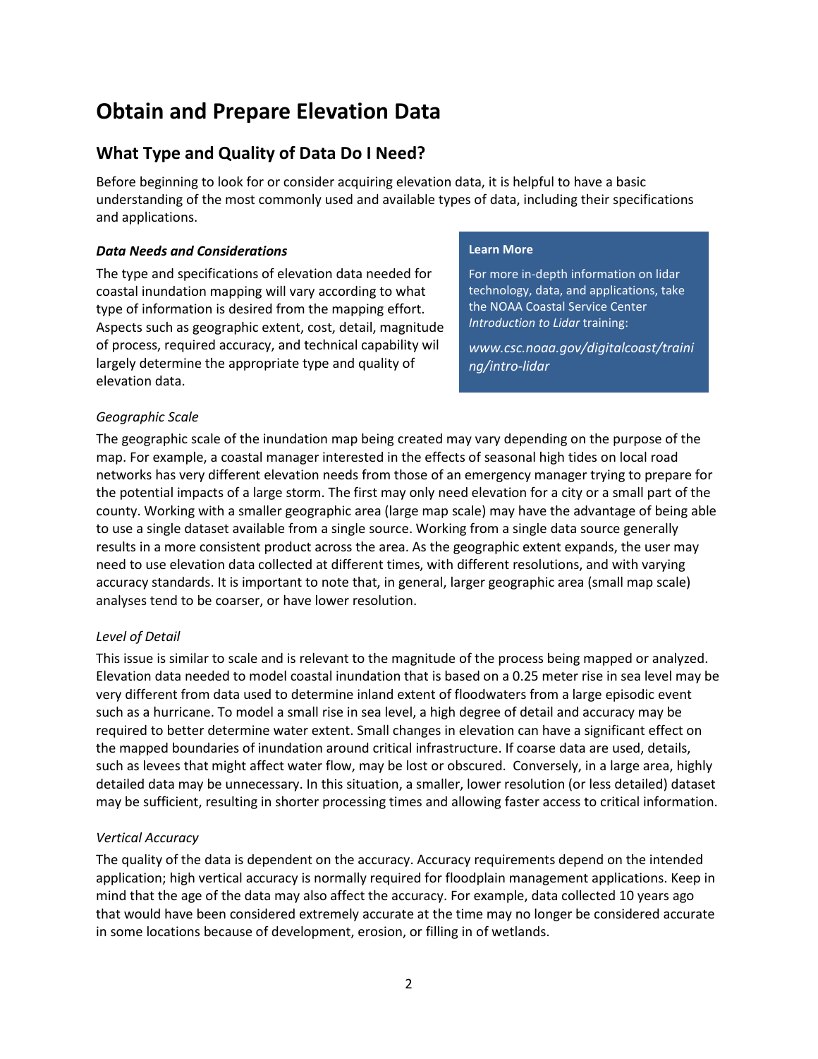# Obtain and Prepare Elevation Data

## What Type and Quality of Data Do I Need?

Before beginning to look for or consider acquiring elevation data, it is helpful to have a basic understanding of the most commonly used and available types of data, including their specifications and applications.

### *Data Needs and Considerations*

The type and specifications of elevation data needed for coastal inundation mapping will vary according to what type of information is desired from the mapping effort. Aspects such as geographic extent, cost, detail, magnitude of process, required accuracy, and technical capability wil largely determine the appropriate type and quality of elevation data.

> **Learn More**
>
> For more in-depth information on lidar technology, data, and applications, take the NOAA Coastal Service Center *Introduction to Lidar* training:
>
> *www.csc.noaa.gov/digitalcoast/training/intro-lidar*

*Geographic Scale*

The geographic scale of the inundation map being created may vary depending on the purpose of the map. For example, a coastal manager interested in the effects of seasonal high tides on local road networks has very different elevation needs from those of an emergency manager trying to prepare for the potential impacts of a large storm. The first may only need elevation for a city or a small part of the county. Working with a smaller geographic area (large map scale) may have the advantage of being able to use a single dataset available from a single source. Working from a single data source generally results in a more consistent product across the area. As the geographic extent expands, the user may need to use elevation data collected at different times, with different resolutions, and with varying accuracy standards. It is important to note that, in general, larger geographic area (small map scale) analyses tend to be coarser, or have lower resolution.

*Level of Detail*

This issue is similar to scale and is relevant to the magnitude of the process being mapped or analyzed. Elevation data needed to model coastal inundation that is based on a 0.25 meter rise in sea level may be very different from data used to determine inland extent of floodwaters from a large episodic event such as a hurricane. To model a small rise in sea level, a high degree of detail and accuracy may be required to better determine water extent. Small changes in elevation can have a significant effect on the mapped boundaries of inundation around critical infrastructure. If coarse data are used, details, such as levees that might affect water flow, may be lost or obscured. Conversely, in a large area, highly detailed data may be unnecessary. In this situation, a smaller, lower resolution (or less detailed) dataset may be sufficient, resulting in shorter processing times and allowing faster access to critical information.

*Vertical Accuracy*

The quality of the data is dependent on the accuracy. Accuracy requirements depend on the intended application; high vertical accuracy is normally required for floodplain management applications. Keep in mind that the age of the data may also affect the accuracy. For example, data collected 10 years ago that would have been considered extremely accurate at the time may no longer be considered accurate in some locations because of development, erosion, or filling in of wetlands.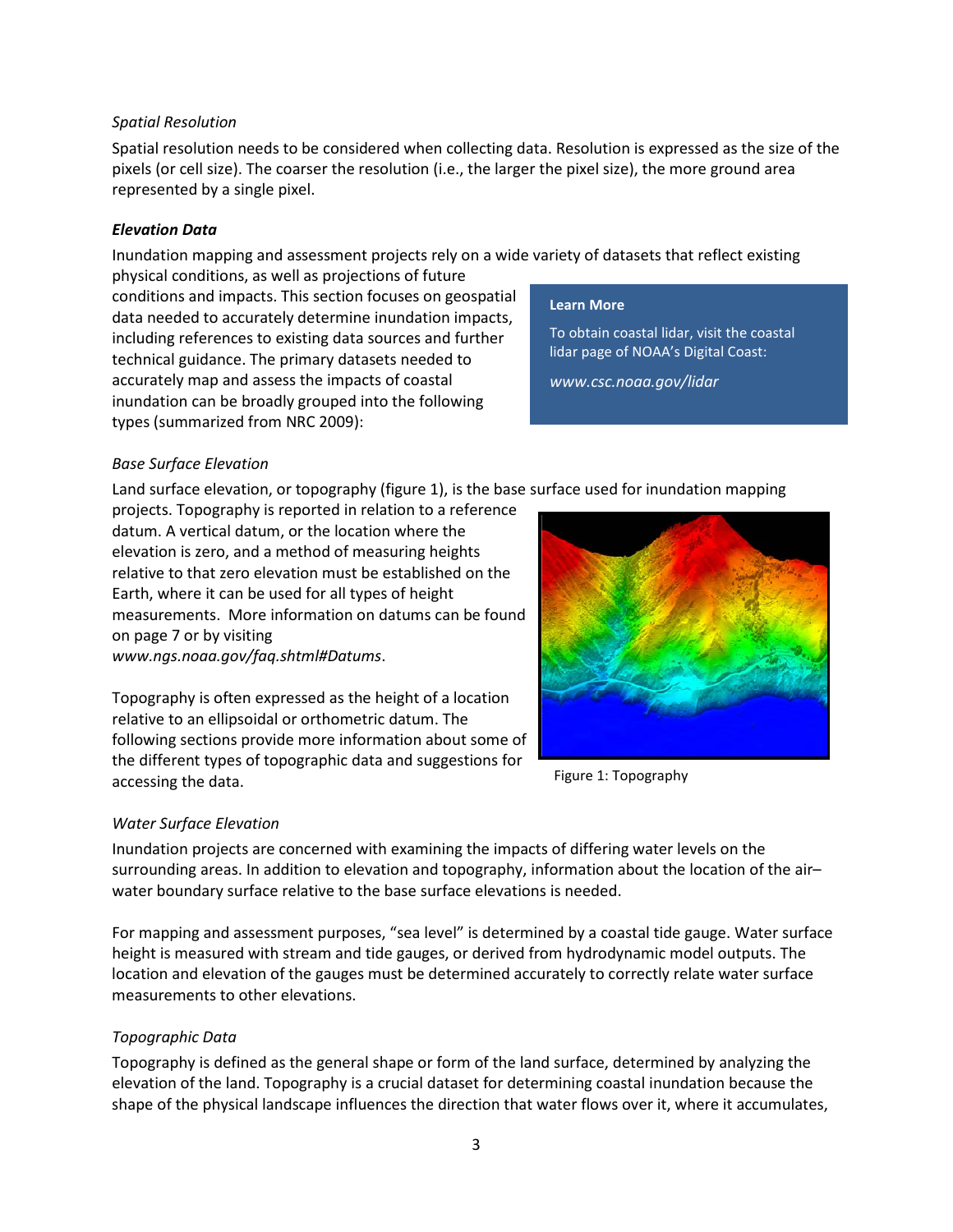*Spatial Resolution*

Spatial resolution needs to be considered when collecting data. Resolution is expressed as the size of the pixels (or cell size). The coarser the resolution (i.e., the larger the pixel size), the more ground area represented by a single pixel.

### ***Elevation Data***

Inundation mapping and assessment projects rely on a wide variety of datasets that reflect existing physical conditions, as well as projections of future conditions and impacts. This section focuses on geospatial data needed to accurately determine inundation impacts, including references to existing data sources and further technical guidance. The primary datasets needed to accurately map and assess the impacts of coastal inundation can be broadly grouped into the following types (summarized from NRC 2009):

> **Learn More**
>
> To obtain coastal lidar, visit the coastal lidar page of NOAA's Digital Coast:
>
> *www.csc.noaa.gov/lidar*

*Base Surface Elevation*

Land surface elevation, or topography (figure 1), is the base surface used for inundation mapping projects. Topography is reported in relation to a reference datum. A vertical datum, or the location where the elevation is zero, and a method of measuring heights relative to that zero elevation must be established on the Earth, where it can be used for all types of height measurements. More information on datums can be found on page 7 or by visiting *www.ngs.noaa.gov/faq.shtml#Datums*.

Topography is often expressed as the height of a location relative to an ellipsoidal or orthometric datum. The following sections provide more information about some of the different types of topographic data and suggestions for accessing the data.

Figure 1: Topography

*Water Surface Elevation*

Inundation projects are concerned with examining the impacts of differing water levels on the surrounding areas. In addition to elevation and topography, information about the location of the air–water boundary surface relative to the base surface elevations is needed.

For mapping and assessment purposes, "sea level" is determined by a coastal tide gauge. Water surface height is measured with stream and tide gauges, or derived from hydrodynamic model outputs. The location and elevation of the gauges must be determined accurately to correctly relate water surface measurements to other elevations.

*Topographic Data*

Topography is defined as the general shape or form of the land surface, determined by analyzing the elevation of the land. Topography is a crucial dataset for determining coastal inundation because the shape of the physical landscape influences the direction that water flows over it, where it accumulates,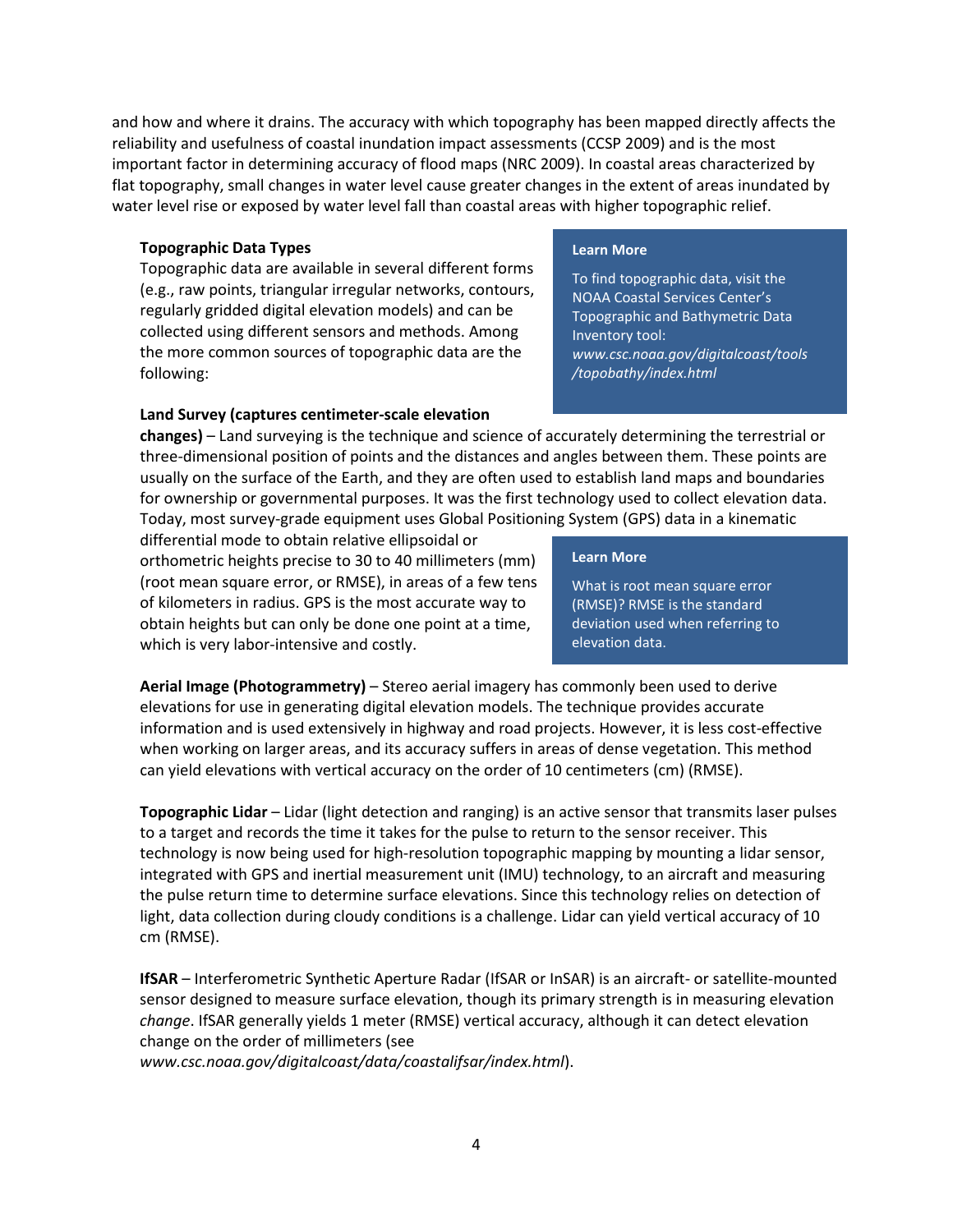and how and where it drains. The accuracy with which topography has been mapped directly affects the reliability and usefulness of coastal inundation impact assessments (CCSP 2009) and is the most important factor in determining accuracy of flood maps (NRC 2009). In coastal areas characterized by flat topography, small changes in water level cause greater changes in the extent of areas inundated by water level rise or exposed by water level fall than coastal areas with higher topographic relief.

### Topographic Data Types

Topographic data are available in several different forms (e.g., raw points, triangular irregular networks, contours, regularly gridded digital elevation models) and can be collected using different sensors and methods. Among the more common sources of topographic data are the following:

> **Learn More**
>
> To find topographic data, visit the NOAA Coastal Services Center's Topographic and Bathymetric Data Inventory tool: *www.csc.noaa.gov/digitalcoast/tools/topobathy/index.html*

**Land Survey (captures centimeter-scale elevation changes)** – Land surveying is the technique and science of accurately determining the terrestrial or three-dimensional position of points and the distances and angles between them. These points are usually on the surface of the Earth, and they are often used to establish land maps and boundaries for ownership or governmental purposes. It was the first technology used to collect elevation data. Today, most survey-grade equipment uses Global Positioning System (GPS) data in a kinematic differential mode to obtain relative ellipsoidal or orthometric heights precise to 30 to 40 millimeters (mm) (root mean square error, or RMSE), in areas of a few tens of kilometers in radius. GPS is the most accurate way to obtain heights but can only be done one point at a time, which is very labor-intensive and costly.

> **Learn More**
>
> What is root mean square error (RMSE)? RMSE is the standard deviation used when referring to elevation data.

**Aerial Image (Photogrammetry)** – Stereo aerial imagery has commonly been used to derive elevations for use in generating digital elevation models. The technique provides accurate information and is used extensively in highway and road projects. However, it is less cost-effective when working on larger areas, and its accuracy suffers in areas of dense vegetation. This method can yield elevations with vertical accuracy on the order of 10 centimeters (cm) (RMSE).

**Topographic Lidar** – Lidar (light detection and ranging) is an active sensor that transmits laser pulses to a target and records the time it takes for the pulse to return to the sensor receiver. This technology is now being used for high-resolution topographic mapping by mounting a lidar sensor, integrated with GPS and inertial measurement unit (IMU) technology, to an aircraft and measuring the pulse return time to determine surface elevations. Since this technology relies on detection of light, data collection during cloudy conditions is a challenge. Lidar can yield vertical accuracy of 10 cm (RMSE).

**IfSAR** – Interferometric Synthetic Aperture Radar (IfSAR or InSAR) is an aircraft- or satellite-mounted sensor designed to measure surface elevation, though its primary strength is in measuring elevation *change*. IfSAR generally yields 1 meter (RMSE) vertical accuracy, although it can detect elevation change on the order of millimeters (see *www.csc.noaa.gov/digitalcoast/data/coastalifsar/index.html*).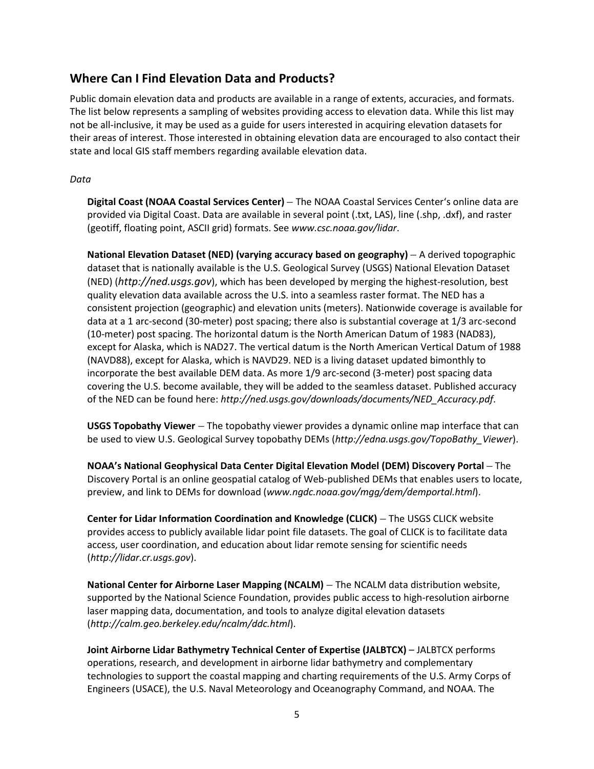## Where Can I Find Elevation Data and Products?

Public domain elevation data and products are available in a range of extents, accuracies, and formats. The list below represents a sampling of websites providing access to elevation data. While this list may not be all-inclusive, it may be used as a guide for users interested in acquiring elevation datasets for their areas of interest. Those interested in obtaining elevation data are encouraged to also contact their state and local GIS staff members regarding available elevation data.

*Data*

**Digital Coast (NOAA Coastal Services Center)** – The NOAA Coastal Services Center's online data are provided via Digital Coast. Data are available in several point (.txt, LAS), line (.shp, .dxf), and raster (geotiff, floating point, ASCII grid) formats. See *www.csc.noaa.gov/lidar*.

**National Elevation Dataset (NED) (varying accuracy based on geography)** – A derived topographic dataset that is nationally available is the U.S. Geological Survey (USGS) National Elevation Dataset (NED) (*http://ned.usgs.gov*), which has been developed by merging the highest-resolution, best quality elevation data available across the U.S. into a seamless raster format. The NED has a consistent projection (geographic) and elevation units (meters). Nationwide coverage is available for data at a 1 arc-second (30-meter) post spacing; there also is substantial coverage at 1/3 arc-second (10-meter) post spacing. The horizontal datum is the North American Datum of 1983 (NAD83), except for Alaska, which is NAD27. The vertical datum is the North American Vertical Datum of 1988 (NAVD88), except for Alaska, which is NAVD29. NED is a living dataset updated bimonthly to incorporate the best available DEM data. As more 1/9 arc-second (3-meter) post spacing data covering the U.S. become available, they will be added to the seamless dataset. Published accuracy of the NED can be found here: *http://ned.usgs.gov/downloads/documents/NED_Accuracy.pdf*.

**USGS Topobathy Viewer** – The topobathy viewer provides a dynamic online map interface that can be used to view U.S. Geological Survey topobathy DEMs (*http://edna.usgs.gov/TopoBathy_Viewer*).

**NOAA's National Geophysical Data Center Digital Elevation Model (DEM) Discovery Portal** – The Discovery Portal is an online geospatial catalog of Web-published DEMs that enables users to locate, preview, and link to DEMs for download (*www.ngdc.noaa.gov/mgg/dem/demportal.html*).

**Center for Lidar Information Coordination and Knowledge (CLICK)** – The USGS CLICK website provides access to publicly available lidar point file datasets. The goal of CLICK is to facilitate data access, user coordination, and education about lidar remote sensing for scientific needs (*http://lidar.cr.usgs.gov*).

**National Center for Airborne Laser Mapping (NCALM)** – The NCALM data distribution website, supported by the National Science Foundation, provides public access to high-resolution airborne laser mapping data, documentation, and tools to analyze digital elevation datasets (*http://calm.geo.berkeley.edu/ncalm/ddc.html*).

**Joint Airborne Lidar Bathymetry Technical Center of Expertise (JALBTCX)** – JALBTCX performs operations, research, and development in airborne lidar bathymetry and complementary technologies to support the coastal mapping and charting requirements of the U.S. Army Corps of Engineers (USACE), the U.S. Naval Meteorology and Oceanography Command, and NOAA. The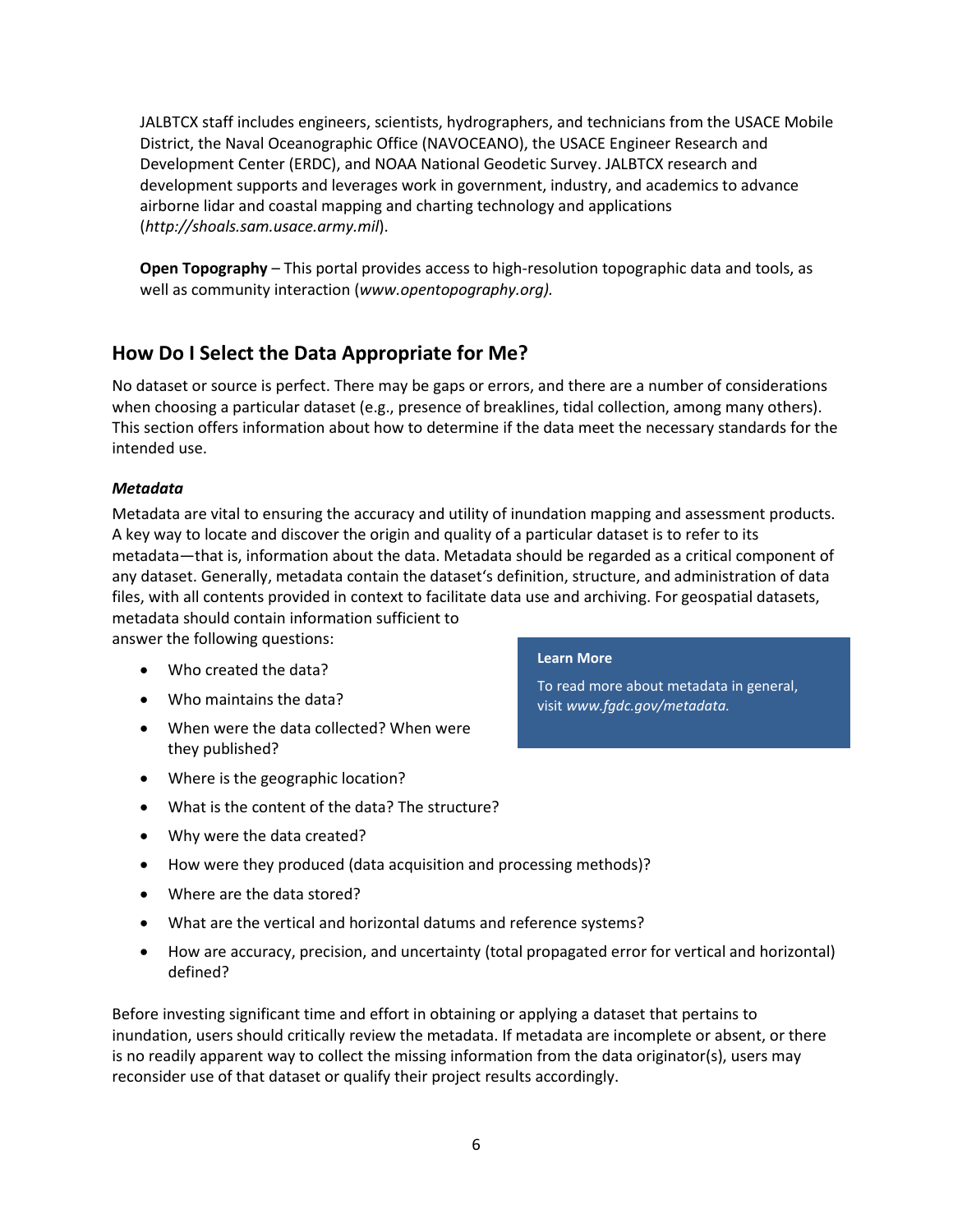JALBTCX staff includes engineers, scientists, hydrographers, and technicians from the USACE Mobile District, the Naval Oceanographic Office (NAVOCEANO), the USACE Engineer Research and Development Center (ERDC), and NOAA National Geodetic Survey. JALBTCX research and development supports and leverages work in government, industry, and academics to advance airborne lidar and coastal mapping and charting technology and applications (*http://shoals.sam.usace.army.mil*).

**Open Topography** – This portal provides access to high-resolution topographic data and tools, as well as community interaction (*www.opentopography.org).*

## How Do I Select the Data Appropriate for Me?

No dataset or source is perfect. There may be gaps or errors, and there are a number of considerations when choosing a particular dataset (e.g., presence of breaklines, tidal collection, among many others). This section offers information about how to determine if the data meet the necessary standards for the intended use.

### *Metadata*

Metadata are vital to ensuring the accuracy and utility of inundation mapping and assessment products. A key way to locate and discover the origin and quality of a particular dataset is to refer to its metadata—that is, information about the data. Metadata should be regarded as a critical component of any dataset. Generally, metadata contain the dataset's definition, structure, and administration of data files, with all contents provided in context to facilitate data use and archiving. For geospatial datasets, metadata should contain information sufficient to answer the following questions:

- Who created the data?
- Who maintains the data?
- When were the data collected? When were they published?
- Where is the geographic location?
- What is the content of the data? The structure?
- Why were the data created?
- How were they produced (data acquisition and processing methods)?
- Where are the data stored?
- What are the vertical and horizontal datums and reference systems?
- How are accuracy, precision, and uncertainty (total propagated error for vertical and horizontal) defined?

> **Learn More**
>
> To read more about metadata in general, visit *www.fgdc.gov/metadata.*

Before investing significant time and effort in obtaining or applying a dataset that pertains to inundation, users should critically review the metadata. If metadata are incomplete or absent, or there is no readily apparent way to collect the missing information from the data originator(s), users may reconsider use of that dataset or qualify their project results accordingly.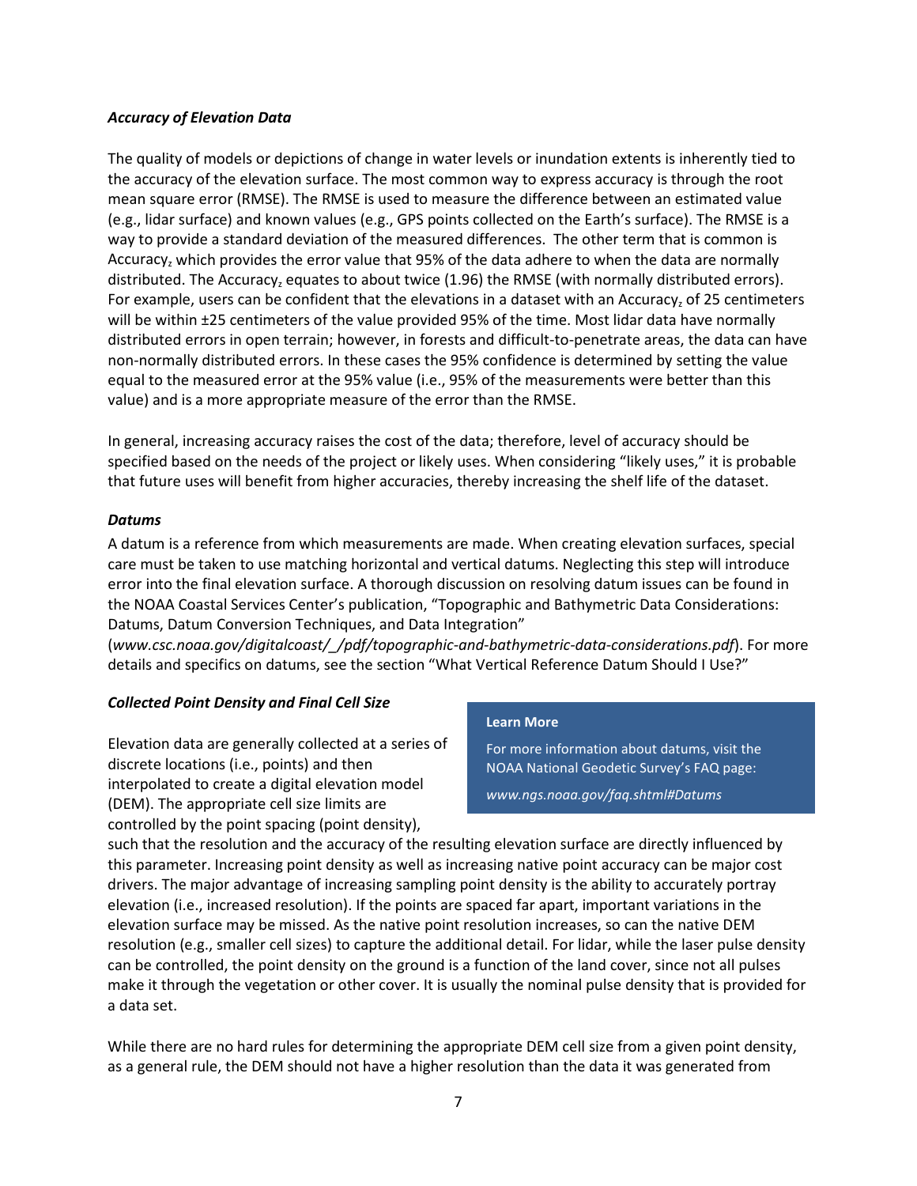### *Accuracy of Elevation Data*

The quality of models or depictions of change in water levels or inundation extents is inherently tied to the accuracy of the elevation surface. The most common way to express accuracy is through the root mean square error (RMSE). The RMSE is used to measure the difference between an estimated value (e.g., lidar surface) and known values (e.g., GPS points collected on the Earth's surface). The RMSE is a way to provide a standard deviation of the measured differences. The other term that is common is $Accuracy_z$ which provides the error value that 95% of the data adhere to when the data are normally distributed. The $Accuracy_z$ equates to about twice (1.96) the RMSE (with normally distributed errors). For example, users can be confident that the elevations in a dataset with an $Accuracy_z$ of 25 centimeters will be within ±25 centimeters of the value provided 95% of the time. Most lidar data have normally distributed errors in open terrain; however, in forests and difficult-to-penetrate areas, the data can have non-normally distributed errors. In these cases the 95% confidence is determined by setting the value equal to the measured error at the 95% value (i.e., 95% of the measurements were better than this value) and is a more appropriate measure of the error than the RMSE.

In general, increasing accuracy raises the cost of the data; therefore, level of accuracy should be specified based on the needs of the project or likely uses. When considering "likely uses," it is probable that future uses will benefit from higher accuracies, thereby increasing the shelf life of the dataset.

### *Datums*

A datum is a reference from which measurements are made. When creating elevation surfaces, special care must be taken to use matching horizontal and vertical datums. Neglecting this step will introduce error into the final elevation surface. A thorough discussion on resolving datum issues can be found in the NOAA Coastal Services Center's publication, "Topographic and Bathymetric Data Considerations: Datums, Datum Conversion Techniques, and Data Integration" (*www.csc.noaa.gov/digitalcoast/_/pdf/topographic-and-bathymetric-data-considerations.pdf*). For more details and specifics on datums, see the section "What Vertical Reference Datum Should I Use?"

> **Learn More**
>
> For more information about datums, visit the NOAA National Geodetic Survey's FAQ page:
>
> *www.ngs.noaa.gov/faq.shtml#Datums*

### *Collected Point Density and Final Cell Size*

Elevation data are generally collected at a series of discrete locations (i.e., points) and then interpolated to create a digital elevation model (DEM). The appropriate cell size limits are controlled by the point spacing (point density), such that the resolution and the accuracy of the resulting elevation surface are directly influenced by this parameter. Increasing point density as well as increasing native point accuracy can be major cost drivers. The major advantage of increasing sampling point density is the ability to accurately portray elevation (i.e., increased resolution). If the points are spaced far apart, important variations in the elevation surface may be missed. As the native point resolution increases, so can the native DEM resolution (e.g., smaller cell sizes) to capture the additional detail. For lidar, while the laser pulse density can be controlled, the point density on the ground is a function of the land cover, since not all pulses make it through the vegetation or other cover. It is usually the nominal pulse density that is provided for a data set.

While there are no hard rules for determining the appropriate DEM cell size from a given point density, as a general rule, the DEM should not have a higher resolution than the data it was generated from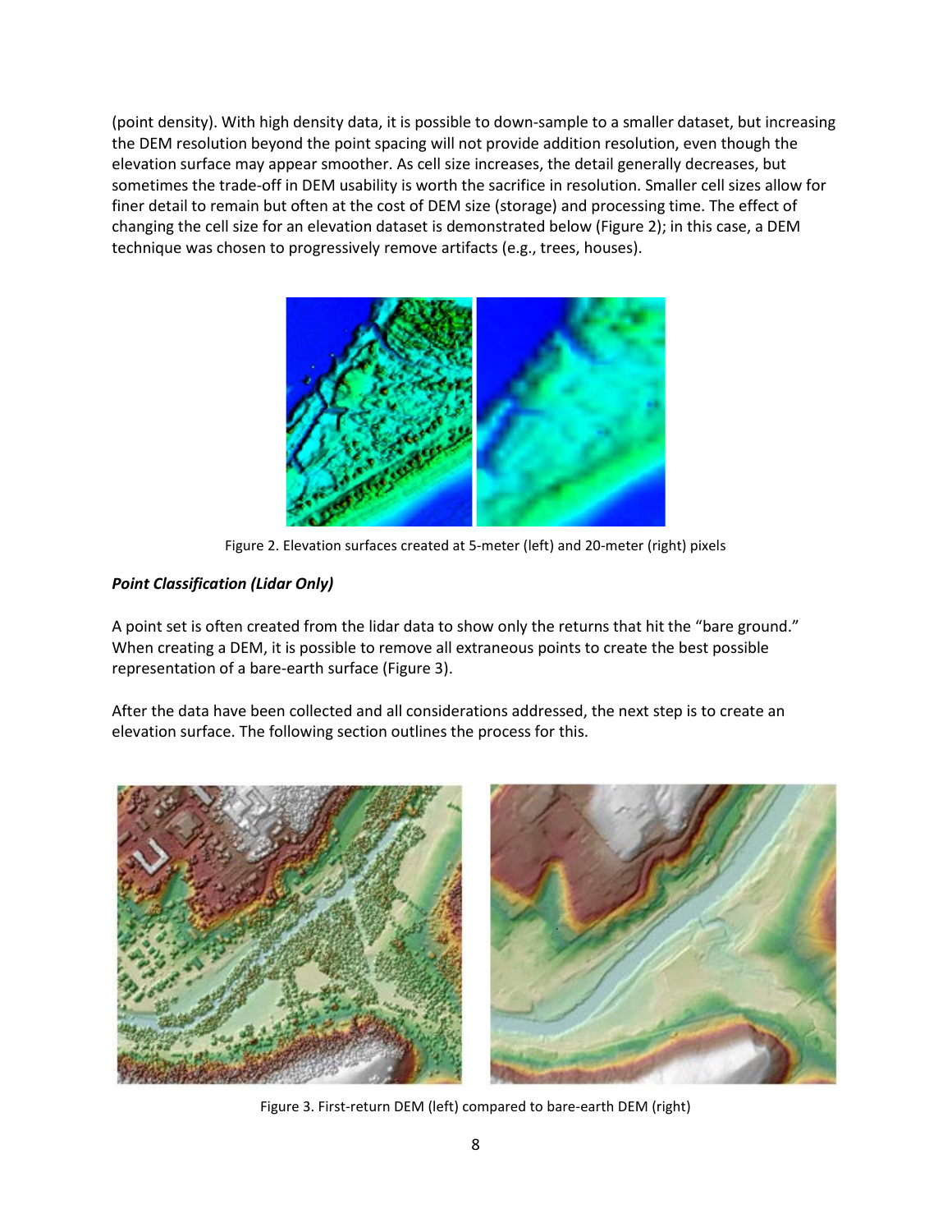(point density). With high density data, it is possible to down-sample to a smaller dataset, but increasing the DEM resolution beyond the point spacing will not provide addition resolution, even though the elevation surface may appear smoother. As cell size increases, the detail generally decreases, but sometimes the trade-off in DEM usability is worth the sacrifice in resolution. Smaller cell sizes allow for finer detail to remain but often at the cost of DEM size (storage) and processing time. The effect of changing the cell size for an elevation dataset is demonstrated below (Figure 2); in this case, a DEM technique was chosen to progressively remove artifacts (e.g., trees, houses).

Figure 2. Elevation surfaces created at 5-meter (left) and 20-meter (right) pixels

### *Point Classification (Lidar Only)*

A point set is often created from the lidar data to show only the returns that hit the "bare ground." When creating a DEM, it is possible to remove all extraneous points to create the best possible representation of a bare-earth surface (Figure 3).

After the data have been collected and all considerations addressed, the next step is to create an elevation surface. The following section outlines the process for this.

Figure 3. First-return DEM (left) compared to bare-earth DEM (right)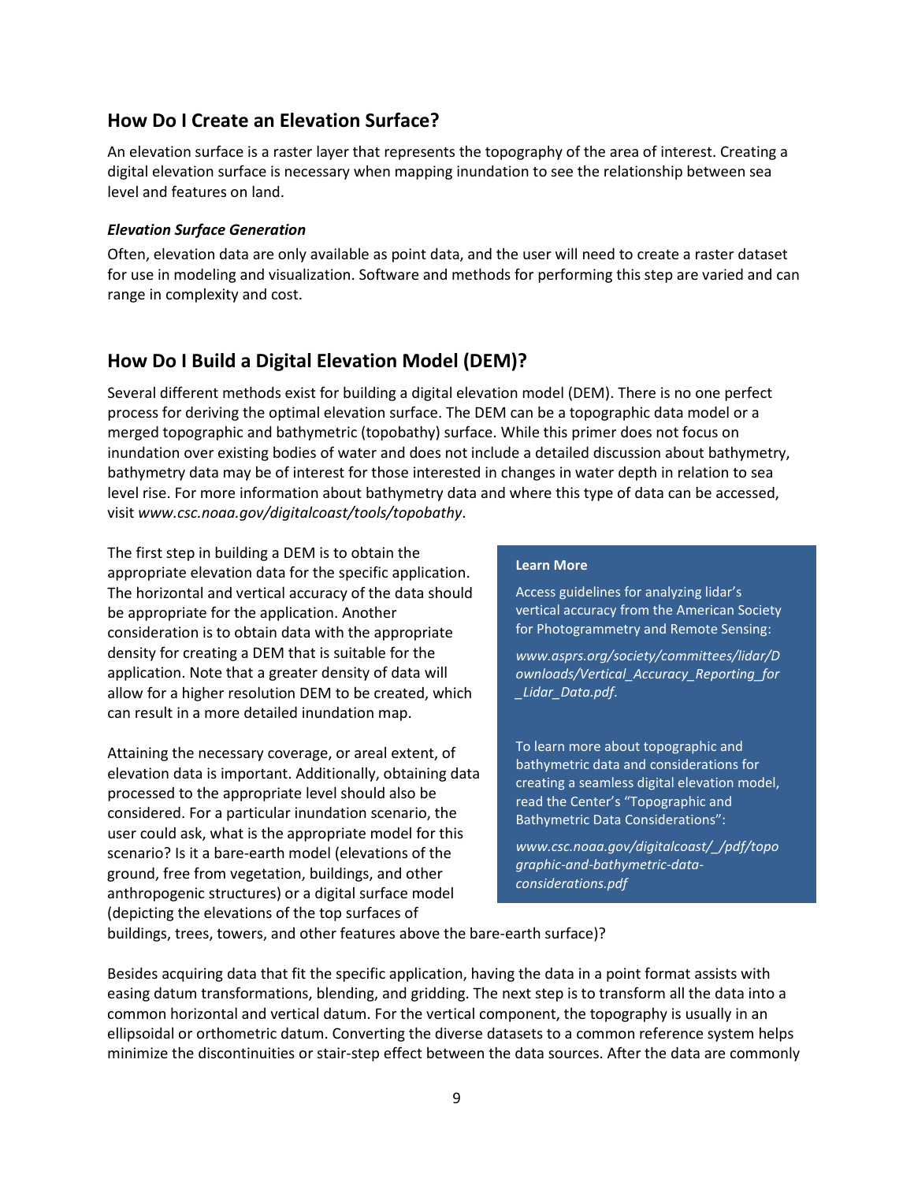## How Do I Create an Elevation Surface?

An elevation surface is a raster layer that represents the topography of the area of interest. Creating a digital elevation surface is necessary when mapping inundation to see the relationship between sea level and features on land.

### *Elevation Surface Generation*

Often, elevation data are only available as point data, and the user will need to create a raster dataset for use in modeling and visualization. Software and methods for performing this step are varied and can range in complexity and cost.

## How Do I Build a Digital Elevation Model (DEM)?

Several different methods exist for building a digital elevation model (DEM). There is no one perfect process for deriving the optimal elevation surface. The DEM can be a topographic data model or a merged topographic and bathymetric (topobathy) surface. While this primer does not focus on inundation over existing bodies of water and does not include a detailed discussion about bathymetry, bathymetry data may be of interest for those interested in changes in water depth in relation to sea level rise. For more information about bathymetry data and where this type of data can be accessed, visit *www.csc.noaa.gov/digitalcoast/tools/topobathy*.

The first step in building a DEM is to obtain the appropriate elevation data for the specific application. The horizontal and vertical accuracy of the data should be appropriate for the application. Another consideration is to obtain data with the appropriate density for creating a DEM that is suitable for the application. Note that a greater density of data will allow for a higher resolution DEM to be created, which can result in a more detailed inundation map.

Attaining the necessary coverage, or areal extent, of elevation data is important. Additionally, obtaining data processed to the appropriate level should also be considered. For a particular inundation scenario, the user could ask, what is the appropriate model for this scenario? Is it a bare-earth model (elevations of the ground, free from vegetation, buildings, and other anthropogenic structures) or a digital surface model (depicting the elevations of the top surfaces of buildings, trees, towers, and other features above the bare-earth surface)?

> **Learn More**
>
> Access guidelines for analyzing lidar's vertical accuracy from the American Society for Photogrammetry and Remote Sensing:
>
> *www.asprs.org/society/committees/lidar/Downloads/Vertical_Accuracy_Reporting_for_Lidar_Data.pdf*.
>
> To learn more about topographic and bathymetric data and considerations for creating a seamless digital elevation model, read the Center's "Topographic and Bathymetric Data Considerations":
>
> *www.csc.noaa.gov/digitalcoast/_/pdf/topographic-and-bathymetric-data-considerations.pdf*

Besides acquiring data that fit the specific application, having the data in a point format assists with easing datum transformations, blending, and gridding. The next step is to transform all the data into a common horizontal and vertical datum. For the vertical component, the topography is usually in an ellipsoidal or orthometric datum. Converting the diverse datasets to a common reference system helps minimize the discontinuities or stair-step effect between the data sources. After the data are commonly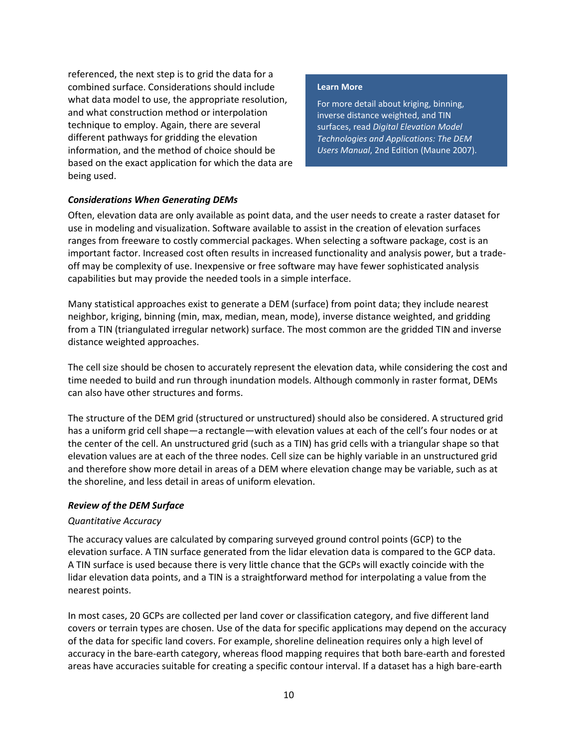referenced, the next step is to grid the data for a combined surface. Considerations should include what data model to use, the appropriate resolution, and what construction method or interpolation technique to employ. Again, there are several different pathways for gridding the elevation information, and the method of choice should be based on the exact application for which the data are being used.

> **Learn More**
>
> For more detail about kriging, binning, inverse distance weighted, and TIN surfaces, read *Digital Elevation Model Technologies and Applications: The DEM Users Manual*, 2nd Edition (Maune 2007).

***Considerations When Generating DEMs***

Often, elevation data are only available as point data, and the user needs to create a raster dataset for use in modeling and visualization. Software available to assist in the creation of elevation surfaces ranges from freeware to costly commercial packages. When selecting a software package, cost is an important factor. Increased cost often results in increased functionality and analysis power, but a trade-off may be complexity of use. Inexpensive or free software may have fewer sophisticated analysis capabilities but may provide the needed tools in a simple interface.

Many statistical approaches exist to generate a DEM (surface) from point data; they include nearest neighbor, kriging, binning (min, max, median, mean, mode), inverse distance weighted, and gridding from a TIN (triangulated irregular network) surface. The most common are the gridded TIN and inverse distance weighted approaches.

The cell size should be chosen to accurately represent the elevation data, while considering the cost and time needed to build and run through inundation models. Although commonly in raster format, DEMs can also have other structures and forms.

The structure of the DEM grid (structured or unstructured) should also be considered. A structured grid has a uniform grid cell shape—a rectangle—with elevation values at each of the cell's four nodes or at the center of the cell. An unstructured grid (such as a TIN) has grid cells with a triangular shape so that elevation values are at each of the three nodes. Cell size can be highly variable in an unstructured grid and therefore show more detail in areas of a DEM where elevation change may be variable, such as at the shoreline, and less detail in areas of uniform elevation.

***Review of the DEM Surface***

*Quantitative Accuracy*

The accuracy values are calculated by comparing surveyed ground control points (GCP) to the elevation surface. A TIN surface generated from the lidar elevation data is compared to the GCP data. A TIN surface is used because there is very little chance that the GCPs will exactly coincide with the lidar elevation data points, and a TIN is a straightforward method for interpolating a value from the nearest points.

In most cases, 20 GCPs are collected per land cover or classification category, and five different land covers or terrain types are chosen. Use of the data for specific applications may depend on the accuracy of the data for specific land covers. For example, shoreline delineation requires only a high level of accuracy in the bare-earth category, whereas flood mapping requires that both bare-earth and forested areas have accuracies suitable for creating a specific contour interval. If a dataset has a high bare-earth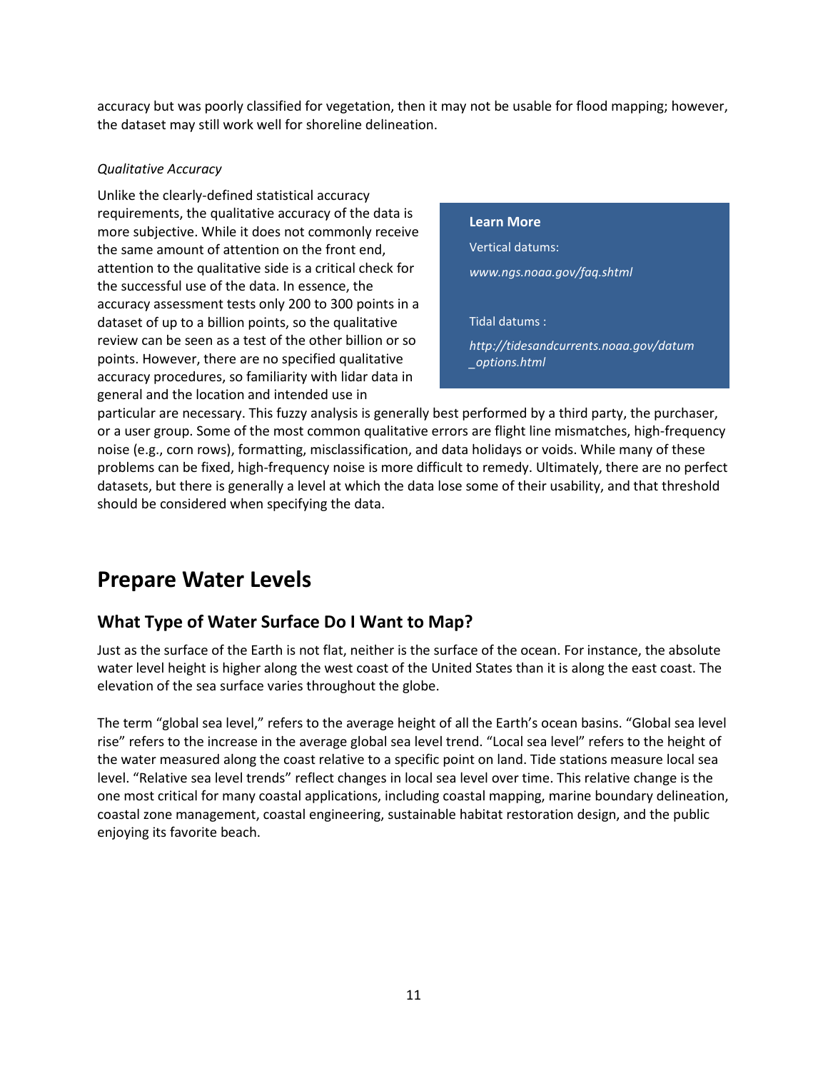accuracy but was poorly classified for vegetation, then it may not be usable for flood mapping; however, the dataset may still work well for shoreline delineation.

*Qualitative Accuracy*

Unlike the clearly-defined statistical accuracy requirements, the qualitative accuracy of the data is more subjective. While it does not commonly receive the same amount of attention on the front end, attention to the qualitative side is a critical check for the successful use of the data. In essence, the accuracy assessment tests only 200 to 300 points in a dataset of up to a billion points, so the qualitative review can be seen as a test of the other billion or so points. However, there are no specified qualitative accuracy procedures, so familiarity with lidar data in general and the location and intended use in particular are necessary. This fuzzy analysis is generally best performed by a third party, the purchaser, or a user group. Some of the most common qualitative errors are flight line mismatches, high-frequency noise (e.g., corn rows), formatting, misclassification, and data holidays or voids. While many of these problems can be fixed, high-frequency noise is more difficult to remedy. Ultimately, there are no perfect datasets, but there is generally a level at which the data lose some of their usability, and that threshold should be considered when specifying the data.

> **Learn More**
>
> Vertical datums:
>
> *www.ngs.noaa.gov/faq.shtml*
>
> Tidal datums :
>
> *http://tidesandcurrents.noaa.gov/datum_options.html*

# Prepare Water Levels

## What Type of Water Surface Do I Want to Map?

Just as the surface of the Earth is not flat, neither is the surface of the ocean. For instance, the absolute water level height is higher along the west coast of the United States than it is along the east coast. The elevation of the sea surface varies throughout the globe.

The term "global sea level," refers to the average height of all the Earth's ocean basins. "Global sea level rise" refers to the increase in the average global sea level trend. "Local sea level" refers to the height of the water measured along the coast relative to a specific point on land. Tide stations measure local sea level. "Relative sea level trends" reflect changes in local sea level over time. This relative change is the one most critical for many coastal applications, including coastal mapping, marine boundary delineation, coastal zone management, coastal engineering, sustainable habitat restoration design, and the public enjoying its favorite beach.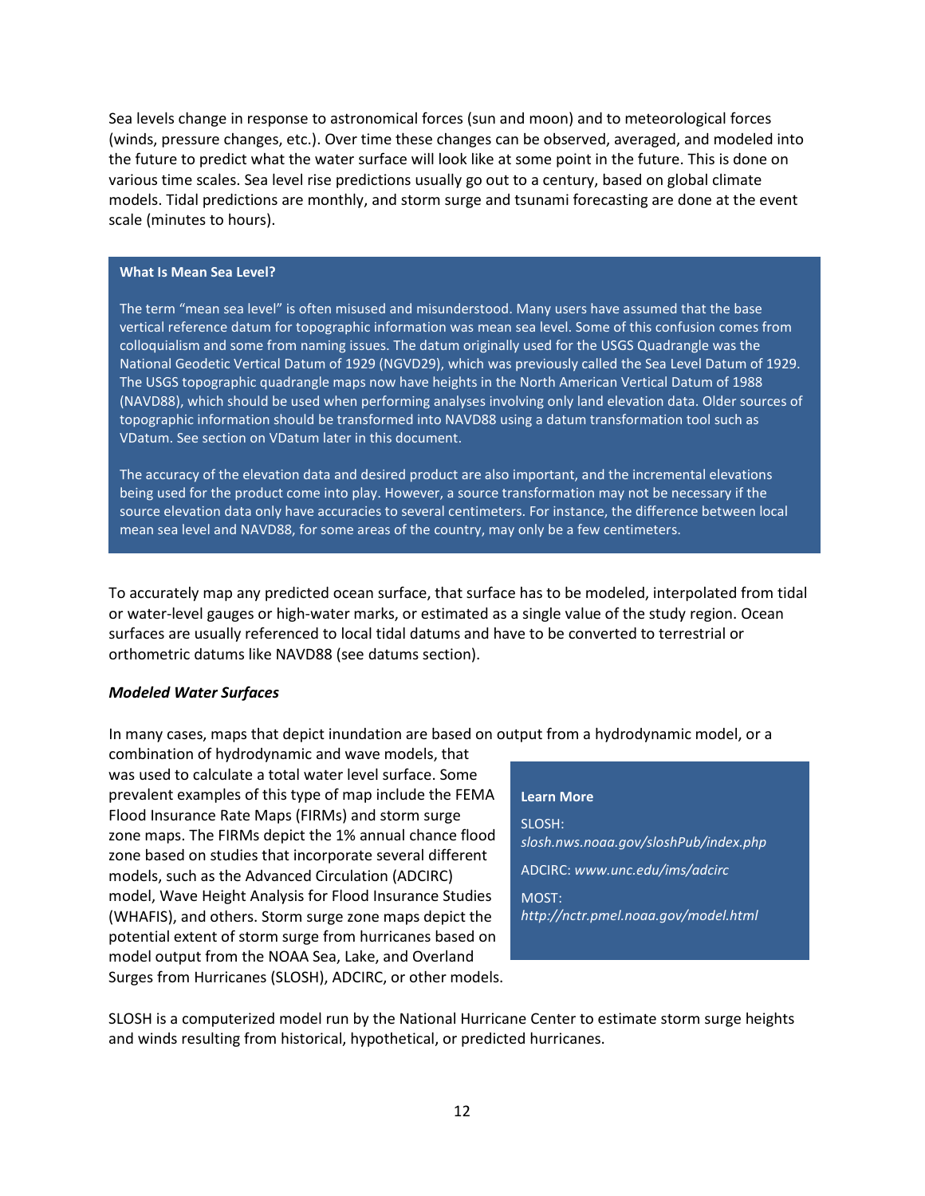Sea levels change in response to astronomical forces (sun and moon) and to meteorological forces (winds, pressure changes, etc.). Over time these changes can be observed, averaged, and modeled into the future to predict what the water surface will look like at some point in the future. This is done on various time scales. Sea level rise predictions usually go out to a century, based on global climate models. Tidal predictions are monthly, and storm surge and tsunami forecasting are done at the event scale (minutes to hours).

> **What Is Mean Sea Level?**
>
> The term "mean sea level" is often misused and misunderstood. Many users have assumed that the base vertical reference datum for topographic information was mean sea level. Some of this confusion comes from colloquialism and some from naming issues. The datum originally used for the USGS Quadrangle was the National Geodetic Vertical Datum of 1929 (NGVD29), which was previously called the Sea Level Datum of 1929. The USGS topographic quadrangle maps now have heights in the North American Vertical Datum of 1988 (NAVD88), which should be used when performing analyses involving only land elevation data. Older sources of topographic information should be transformed into NAVD88 using a datum transformation tool such as VDatum. See section on VDatum later in this document.
>
> The accuracy of the elevation data and desired product are also important, and the incremental elevations being used for the product come into play. However, a source transformation may not be necessary if the source elevation data only have accuracies to several centimeters. For instance, the difference between local mean sea level and NAVD88, for some areas of the country, may only be a few centimeters.

To accurately map any predicted ocean surface, that surface has to be modeled, interpolated from tidal or water-level gauges or high-water marks, or estimated as a single value of the study region. Ocean surfaces are usually referenced to local tidal datums and have to be converted to terrestrial or orthometric datums like NAVD88 (see datums section).

### *Modeled Water Surfaces*

In many cases, maps that depict inundation are based on output from a hydrodynamic model, or a combination of hydrodynamic and wave models, that was used to calculate a total water level surface. Some prevalent examples of this type of map include the FEMA Flood Insurance Rate Maps (FIRMs) and storm surge zone maps. The FIRMs depict the 1% annual chance flood zone based on studies that incorporate several different models, such as the Advanced Circulation (ADCIRC) model, Wave Height Analysis for Flood Insurance Studies (WHAFIS), and others. Storm surge zone maps depict the potential extent of storm surge from hurricanes based on model output from the NOAA Sea, Lake, and Overland Surges from Hurricanes (SLOSH), ADCIRC, or other models.

> **Learn More**
>
> SLOSH: *slosh.nws.noaa.gov/sloshPub/index.php*
>
> ADCIRC: *www.unc.edu/ims/adcirc*
>
> MOST: *http://nctr.pmel.noaa.gov/model.html*

SLOSH is a computerized model run by the National Hurricane Center to estimate storm surge heights and winds resulting from historical, hypothetical, or predicted hurricanes.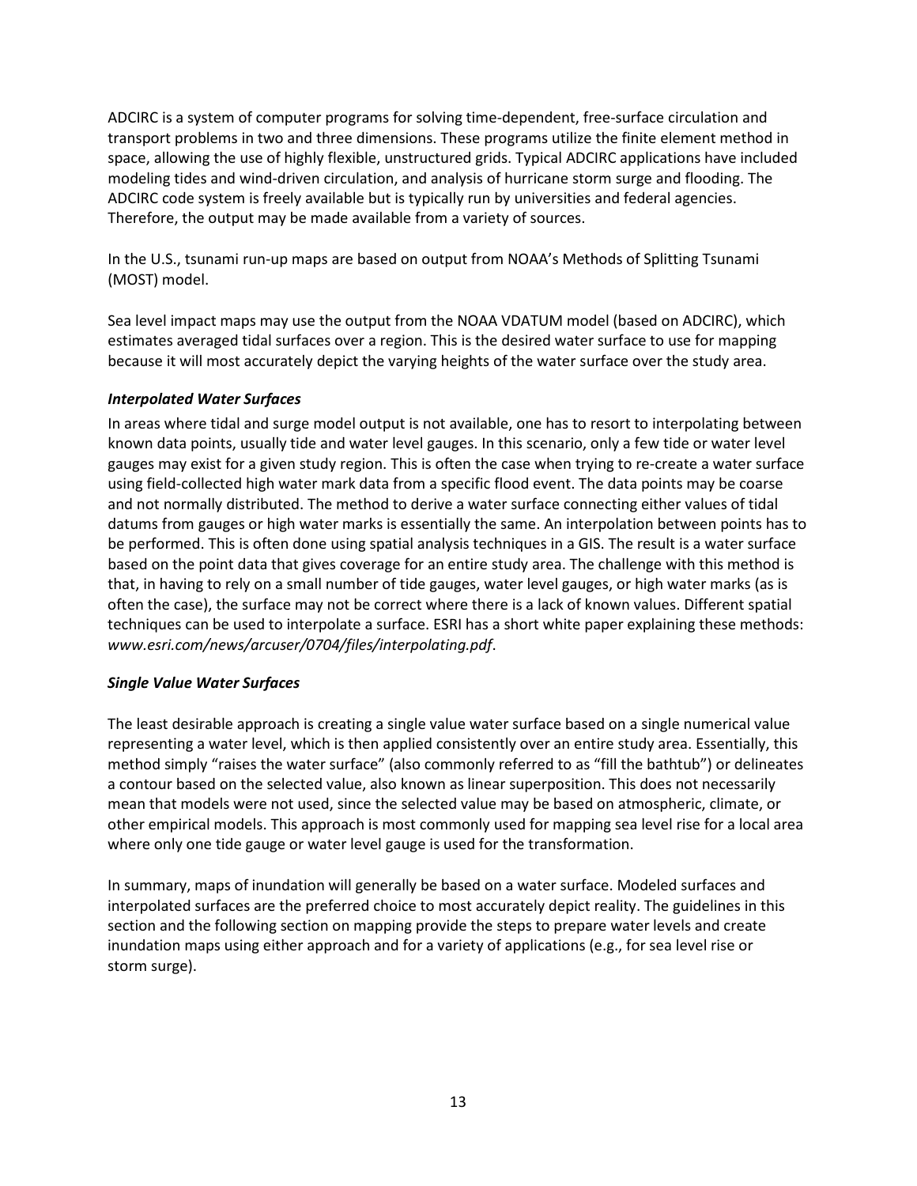ADCIRC is a system of computer programs for solving time-dependent, free-surface circulation and transport problems in two and three dimensions. These programs utilize the finite element method in space, allowing the use of highly flexible, unstructured grids. Typical ADCIRC applications have included modeling tides and wind-driven circulation, and analysis of hurricane storm surge and flooding. The ADCIRC code system is freely available but is typically run by universities and federal agencies. Therefore, the output may be made available from a variety of sources.

In the U.S., tsunami run-up maps are based on output from NOAA's Methods of Splitting Tsunami (MOST) model.

Sea level impact maps may use the output from the NOAA VDATUM model (based on ADCIRC), which estimates averaged tidal surfaces over a region. This is the desired water surface to use for mapping because it will most accurately depict the varying heights of the water surface over the study area.

***Interpolated Water Surfaces***

In areas where tidal and surge model output is not available, one has to resort to interpolating between known data points, usually tide and water level gauges. In this scenario, only a few tide or water level gauges may exist for a given study region. This is often the case when trying to re-create a water surface using field-collected high water mark data from a specific flood event. The data points may be coarse and not normally distributed. The method to derive a water surface connecting either values of tidal datums from gauges or high water marks is essentially the same. An interpolation between points has to be performed. This is often done using spatial analysis techniques in a GIS. The result is a water surface based on the point data that gives coverage for an entire study area. The challenge with this method is that, in having to rely on a small number of tide gauges, water level gauges, or high water marks (as is often the case), the surface may not be correct where there is a lack of known values. Different spatial techniques can be used to interpolate a surface. ESRI has a short white paper explaining these methods: *www.esri.com/news/arcuser/0704/files/interpolating.pdf*.

***Single Value Water Surfaces***

The least desirable approach is creating a single value water surface based on a single numerical value representing a water level, which is then applied consistently over an entire study area. Essentially, this method simply "raises the water surface" (also commonly referred to as "fill the bathtub") or delineates a contour based on the selected value, also known as linear superposition. This does not necessarily mean that models were not used, since the selected value may be based on atmospheric, climate, or other empirical models. This approach is most commonly used for mapping sea level rise for a local area where only one tide gauge or water level gauge is used for the transformation.

In summary, maps of inundation will generally be based on a water surface. Modeled surfaces and interpolated surfaces are the preferred choice to most accurately depict reality. The guidelines in this section and the following section on mapping provide the steps to prepare water levels and create inundation maps using either approach and for a variety of applications (e.g., for sea level rise or storm surge).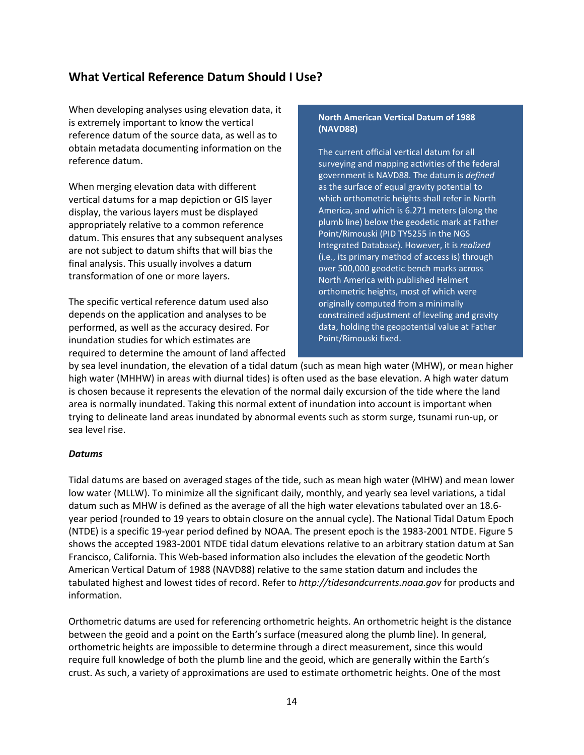## What Vertical Reference Datum Should I Use?

When developing analyses using elevation data, it is extremely important to know the vertical reference datum of the source data, as well as to obtain metadata documenting information on the reference datum.

When merging elevation data with different vertical datums for a map depiction or GIS layer display, the various layers must be displayed appropriately relative to a common reference datum. This ensures that any subsequent analyses are not subject to datum shifts that will bias the final analysis. This usually involves a datum transformation of one or more layers.

The specific vertical reference datum used also depends on the application and analyses to be performed, as well as the accuracy desired. For inundation studies for which estimates are required to determine the amount of land affected by sea level inundation, the elevation of a tidal datum (such as mean high water (MHW), or mean higher high water (MHHW) in areas with diurnal tides) is often used as the base elevation. A high water datum is chosen because it represents the elevation of the normal daily excursion of the tide where the land area is normally inundated. Taking this normal extent of inundation into account is important when trying to delineate land areas inundated by abnormal events such as storm surge, tsunami run-up, or sea level rise.

> **North American Vertical Datum of 1988 (NAVD88)**
>
> The current official vertical datum for all surveying and mapping activities of the federal government is NAVD88. The datum is *defined* as the surface of equal gravity potential to which orthometric heights shall refer in North America, and which is 6.271 meters (along the plumb line) below the geodetic mark at Father Point/Rimouski (PID TY5255 in the NGS Integrated Database). However, it is *realized* (i.e., its primary method of access is) through over 500,000 geodetic bench marks across North America with published Helmert orthometric heights, most of which were originally computed from a minimally constrained adjustment of leveling and gravity data, holding the geopotential value at Father Point/Rimouski fixed.

### *Datums*

Tidal datums are based on averaged stages of the tide, such as mean high water (MHW) and mean lower low water (MLLW). To minimize all the significant daily, monthly, and yearly sea level variations, a tidal datum such as MHW is defined as the average of all the high water elevations tabulated over an 18.6-year period (rounded to 19 years to obtain closure on the annual cycle). The National Tidal Datum Epoch (NTDE) is a specific 19-year period defined by NOAA. The present epoch is the 1983-2001 NTDE. Figure 5 shows the accepted 1983-2001 NTDE tidal datum elevations relative to an arbitrary station datum at San Francisco, California. This Web-based information also includes the elevation of the geodetic North American Vertical Datum of 1988 (NAVD88) relative to the same station datum and includes the tabulated highest and lowest tides of record. Refer to *http://tidesandcurrents.noaa.gov* for products and information.

Orthometric datums are used for referencing orthometric heights. An orthometric height is the distance between the geoid and a point on the Earth's surface (measured along the plumb line). In general, orthometric heights are impossible to determine through a direct measurement, since this would require full knowledge of both the plumb line and the geoid, which are generally within the Earth's crust. As such, a variety of approximations are used to estimate orthometric heights. One of the most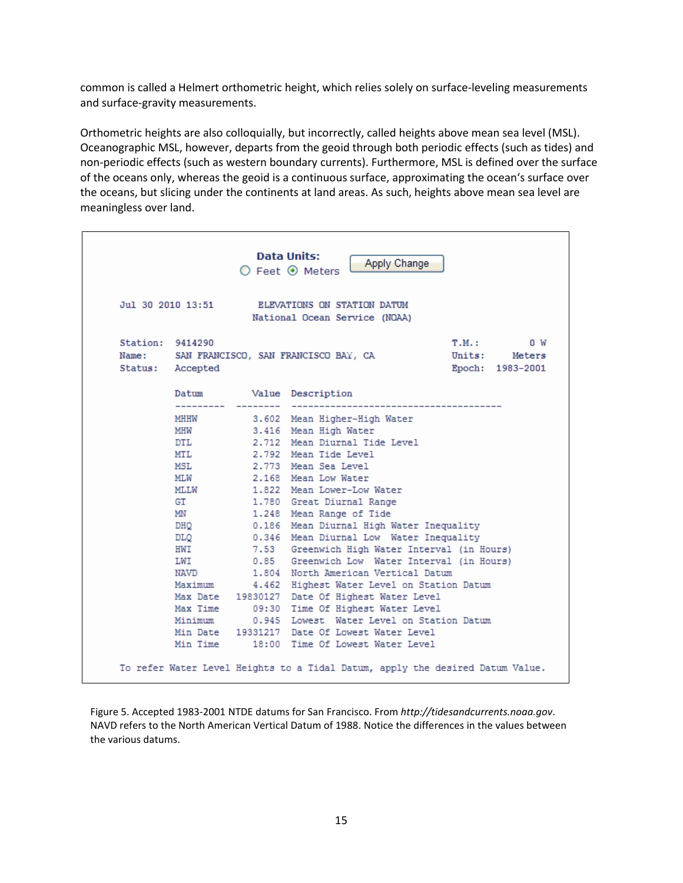common is called a Helmert orthometric height, which relies solely on surface-leveling measurements and surface-gravity measurements.

Orthometric heights are also colloquially, but incorrectly, called heights above mean sea level (MSL). Oceanographic MSL, however, departs from the geoid through both periodic effects (such as tides) and non-periodic effects (such as western boundary currents). Furthermore, MSL is defined over the surface of the oceans only, whereas the geoid is a continuous surface, approximating the ocean's surface over the oceans, but slicing under the continents at land areas. As such, heights above mean sea level are meaningless over land.

```
                    Data Units:
                    ○ Feet  ⦿ Meters     [Apply Change]

Jul 30 2010 13:51        ELEVATIONS ON STATION DATUM
                        National Ocean Service (NOAA)

Station:  9414290                                   T.M.:        0 W
Name:     SAN FRANCISCO, SAN FRANCISCO BAY, CA      Units:    Meters
Status:   Accepted                                  Epoch:  1983-2001

          Datum        Value  Description
          ---------  --------  -------------------------------------
          MHHW          3.602  Mean Higher-High Water
          MHW           3.416  Mean High Water
          DTL           2.712  Mean Diurnal Tide Level
          MTL           2.792  Mean Tide Level
          MSL           2.773  Mean Sea Level
          MLW           2.168  Mean Low Water
          MLLW          1.822  Mean Lower-Low Water
          GT            1.780  Great Diurnal Range
          MN            1.248  Mean Range of Tide
          DHQ           0.186  Mean Diurnal High Water Inequality
          DLQ           0.346  Mean Diurnal Low  Water Inequality
          HWI           7.53   Greenwich High Water Interval (in Hours)
          LWI           0.85   Greenwich Low  Water Interval (in Hours)
          NAVD          1.804  North American Vertical Datum
          Maximum       4.462  Highest Water Level on Station Datum
          Max Date   19830127  Date Of Highest Water Level
          Max Time      09:30  Time Of Highest Water Level
          Minimum       0.945  Lowest  Water Level on Station Datum
          Min Date   19331217  Date Of Lowest Water Level
          Min Time      18:00  Time Of Lowest Water Level

To refer Water Level Heights to a Tidal Datum, apply the desired Datum Value.
```

Figure 5. Accepted 1983-2001 NTDE datums for San Francisco. From *http://tidesandcurrents.noaa.gov*. NAVD refers to the North American Vertical Datum of 1988. Notice the differences in the values between the various datums.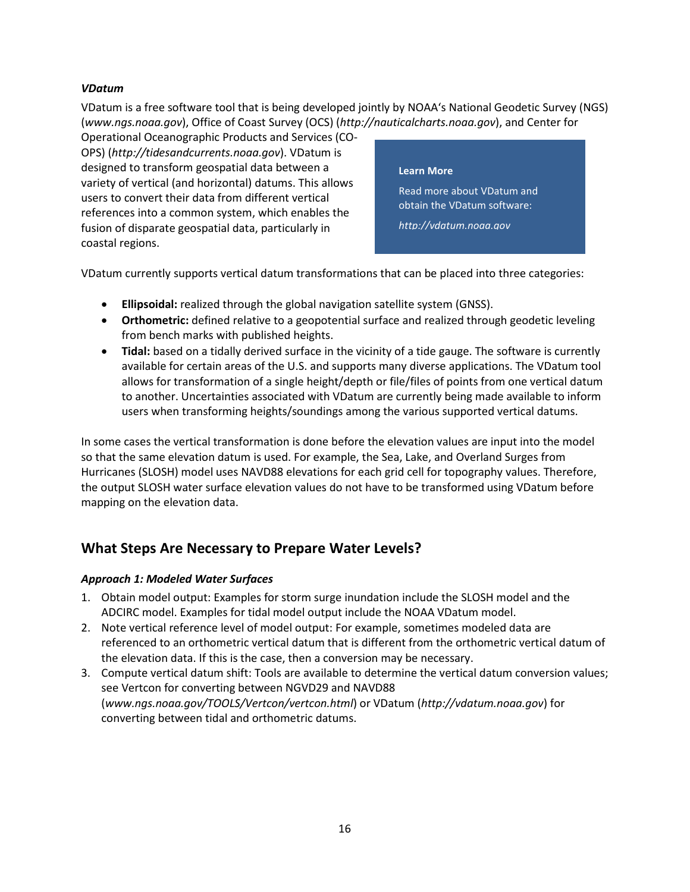### *VDatum*

VDatum is a free software tool that is being developed jointly by NOAA's National Geodetic Survey (NGS) (*www.ngs.noaa.gov*), Office of Coast Survey (OCS) (*http://nauticalcharts.noaa.gov*), and Center for Operational Oceanographic Products and Services (CO-OPS) (*http://tidesandcurrents.noaa.gov*). VDatum is designed to transform geospatial data between a variety of vertical (and horizontal) datums. This allows users to convert their data from different vertical references into a common system, which enables the fusion of disparate geospatial data, particularly in coastal regions.

> **Learn More**
>
> Read more about VDatum and obtain the VDatum software:
>
> *http://vdatum.noaa.gov*

VDatum currently supports vertical datum transformations that can be placed into three categories:

- **Ellipsoidal:** realized through the global navigation satellite system (GNSS).
- **Orthometric:** defined relative to a geopotential surface and realized through geodetic leveling from bench marks with published heights.
- **Tidal:** based on a tidally derived surface in the vicinity of a tide gauge. The software is currently available for certain areas of the U.S. and supports many diverse applications. The VDatum tool allows for transformation of a single height/depth or file/files of points from one vertical datum to another. Uncertainties associated with VDatum are currently being made available to inform users when transforming heights/soundings among the various supported vertical datums.

In some cases the vertical transformation is done before the elevation values are input into the model so that the same elevation datum is used. For example, the Sea, Lake, and Overland Surges from Hurricanes (SLOSH) model uses NAVD88 elevations for each grid cell for topography values. Therefore, the output SLOSH water surface elevation values do not have to be transformed using VDatum before mapping on the elevation data.

## What Steps Are Necessary to Prepare Water Levels?

### *Approach 1: Modeled Water Surfaces*

1. Obtain model output: Examples for storm surge inundation include the SLOSH model and the ADCIRC model. Examples for tidal model output include the NOAA VDatum model.
2. Note vertical reference level of model output: For example, sometimes modeled data are referenced to an orthometric vertical datum that is different from the orthometric vertical datum of the elevation data. If this is the case, then a conversion may be necessary.
3. Compute vertical datum shift: Tools are available to determine the vertical datum conversion values; see Vertcon for converting between NGVD29 and NAVD88 (*www.ngs.noaa.gov/TOOLS/Vertcon/vertcon.html*) or VDatum (*http://vdatum.noaa.gov*) for converting between tidal and orthometric datums.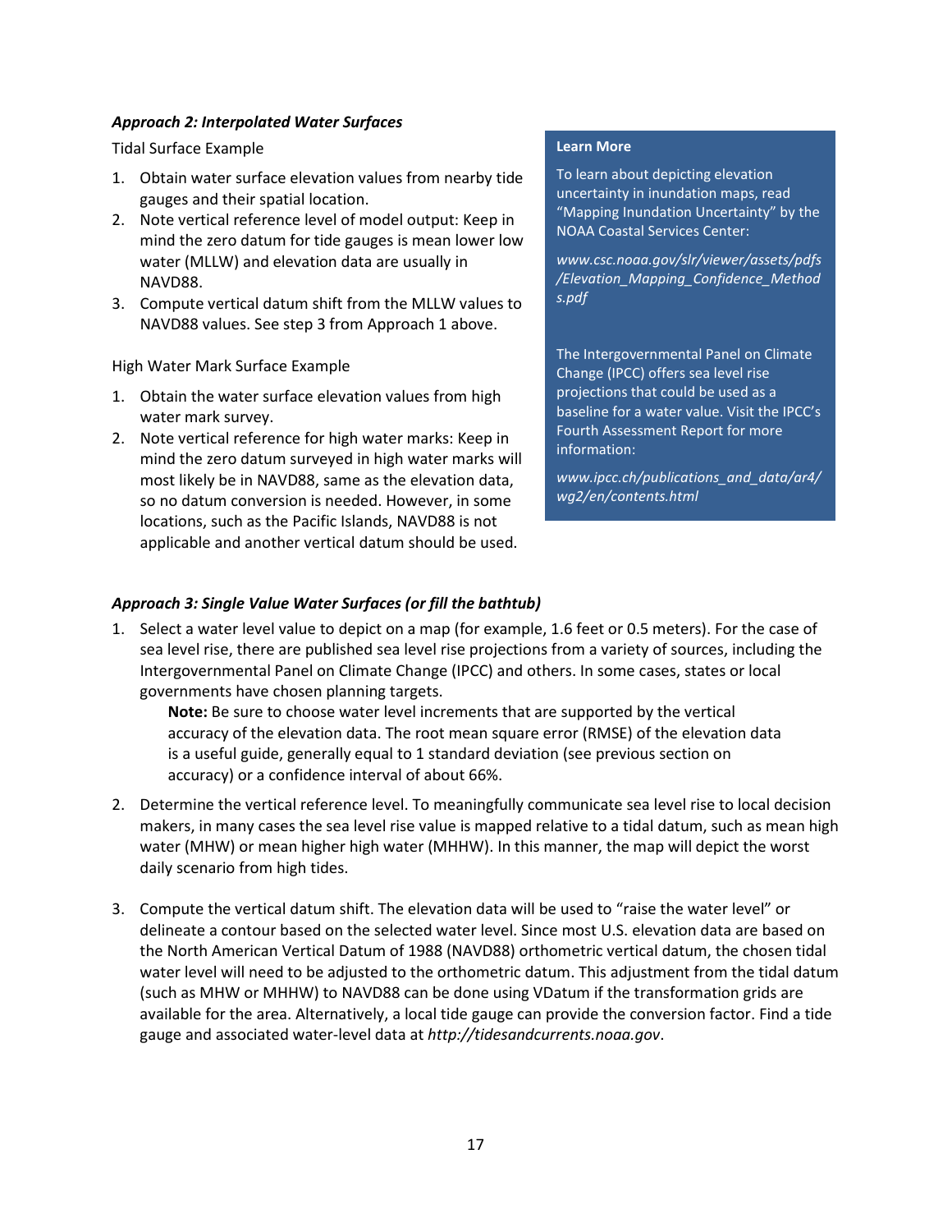***Approach 2: Interpolated Water Surfaces***

Tidal Surface Example

1. Obtain water surface elevation values from nearby tide gauges and their spatial location.
2. Note vertical reference level of model output: Keep in mind the zero datum for tide gauges is mean lower low water (MLLW) and elevation data are usually in NAVD88.
3. Compute vertical datum shift from the MLLW values to NAVD88 values. See step 3 from Approach 1 above.

High Water Mark Surface Example

1. Obtain the water surface elevation values from high water mark survey.
2. Note vertical reference for high water marks: Keep in mind the zero datum surveyed in high water marks will most likely be in NAVD88, same as the elevation data, so no datum conversion is needed. However, in some locations, such as the Pacific Islands, NAVD88 is not applicable and another vertical datum should be used.

> **Learn More**
>
> To learn about depicting elevation uncertainty in inundation maps, read "Mapping Inundation Uncertainty" by the NOAA Coastal Services Center:
>
> *www.csc.noaa.gov/slr/viewer/assets/pdfs/Elevation_Mapping_Confidence_Methods.pdf*
>
> The Intergovernmental Panel on Climate Change (IPCC) offers sea level rise projections that could be used as a baseline for a water value. Visit the IPCC's Fourth Assessment Report for more information:
>
> *www.ipcc.ch/publications_and_data/ar4/wg2/en/contents.html*

***Approach 3: Single Value Water Surfaces (or fill the bathtub)***

1. Select a water level value to depict on a map (for example, 1.6 feet or 0.5 meters). For the case of sea level rise, there are published sea level rise projections from a variety of sources, including the Intergovernmental Panel on Climate Change (IPCC) and others. In some cases, states or local governments have chosen planning targets.

   **Note:** Be sure to choose water level increments that are supported by the vertical accuracy of the elevation data. The root mean square error (RMSE) of the elevation data is a useful guide, generally equal to 1 standard deviation (see previous section on accuracy) or a confidence interval of about 66%.

2. Determine the vertical reference level. To meaningfully communicate sea level rise to local decision makers, in many cases the sea level rise value is mapped relative to a tidal datum, such as mean high water (MHW) or mean higher high water (MHHW). In this manner, the map will depict the worst daily scenario from high tides.

3. Compute the vertical datum shift. The elevation data will be used to "raise the water level" or delineate a contour based on the selected water level. Since most U.S. elevation data are based on the North American Vertical Datum of 1988 (NAVD88) orthometric vertical datum, the chosen tidal water level will need to be adjusted to the orthometric datum. This adjustment from the tidal datum (such as MHW or MHHW) to NAVD88 can be done using VDatum if the transformation grids are available for the area. Alternatively, a local tide gauge can provide the conversion factor. Find a tide gauge and associated water-level data at *http://tidesandcurrents.noaa.gov*.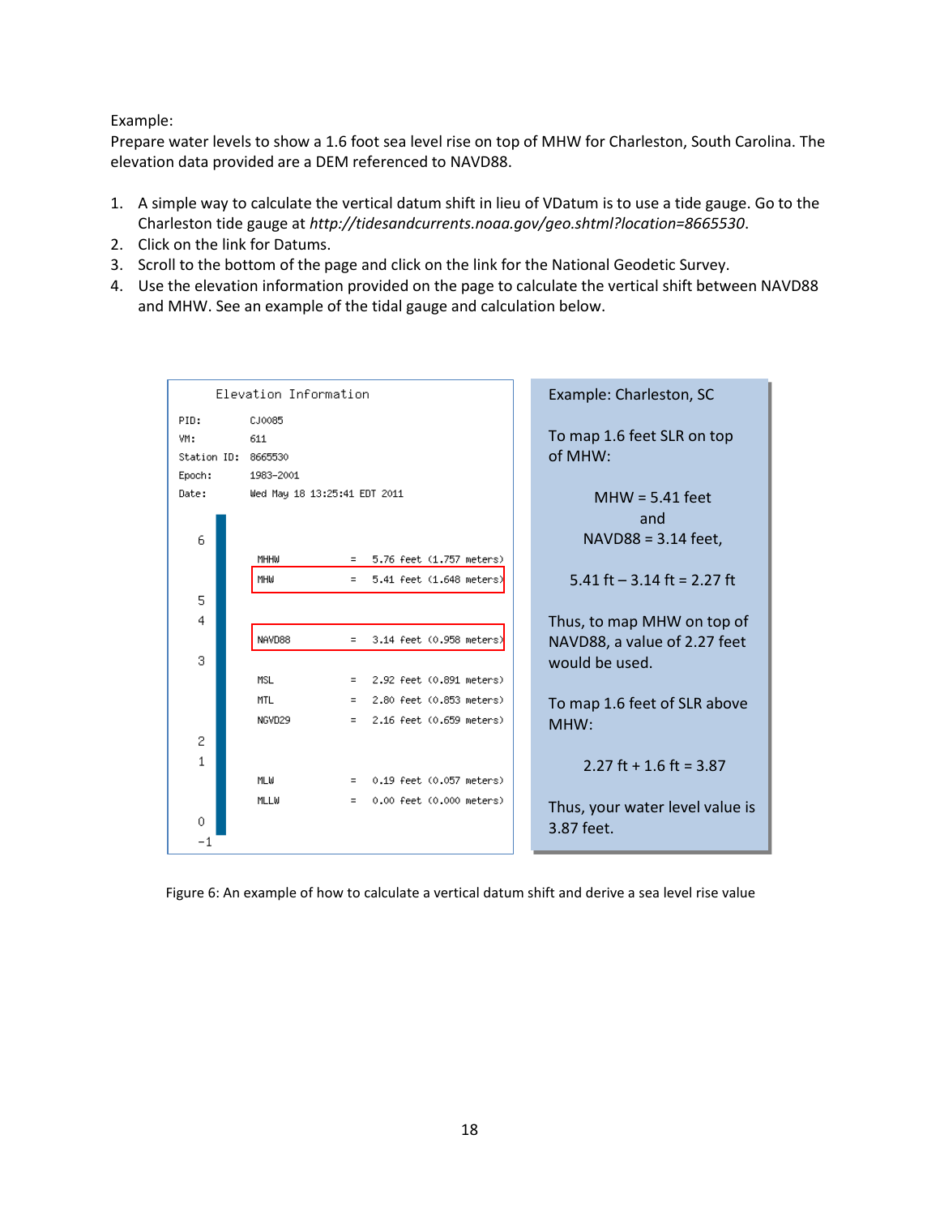Example:

Prepare water levels to show a 1.6 foot sea level rise on top of MHW for Charleston, South Carolina. The elevation data provided are a DEM referenced to NAVD88.

1. A simple way to calculate the vertical datum shift in lieu of VDatum is to use a tide gauge. Go to the Charleston tide gauge at *http://tidesandcurrents.noaa.gov/geo.shtml?location=8665530*.
2. Click on the link for Datums.
3. Scroll to the bottom of the page and click on the link for the National Geodetic Survey.
4. Use the elevation information provided on the page to calculate the vertical shift between NAVD88 and MHW. See an example of the tidal gauge and calculation below.

**Elevation Information**

PID: CJ0085
VM: 611
Station ID: 8665530
Epoch: 1983-2001
Date: Wed May 18 13:25:41 EDT 2011

| Datum | | Elevation |
|---|---|---|
| MHHW | = | 5.76 feet (1.757 meters) |
| MHW | = | 5.41 feet (1.648 meters) |
| NAVD88 | = | 3.14 feet (0.958 meters) |
| MSL | = | 2.92 feet (0.891 meters) |
| MTL | = | 2.80 feet (0.853 meters) |
| NGVD29 | = | 2.16 feet (0.659 meters) |
| MLW | = | 0.19 feet (0.057 meters) |
| MLLW | = | 0.00 feet (0.000 meters) |

Example: Charleston, SC

To map 1.6 feet SLR on top of MHW:

MHW = 5.41 feet
and
NAVD88 = 3.14 feet,

5.41 ft – 3.14 ft = 2.27 ft

Thus, to map MHW on top of NAVD88, a value of 2.27 feet would be used.

To map 1.6 feet of SLR above MHW:

2.27 ft + 1.6 ft = 3.87

Thus, your water level value is 3.87 feet.

Figure 6: An example of how to calculate a vertical datum shift and derive a sea level rise value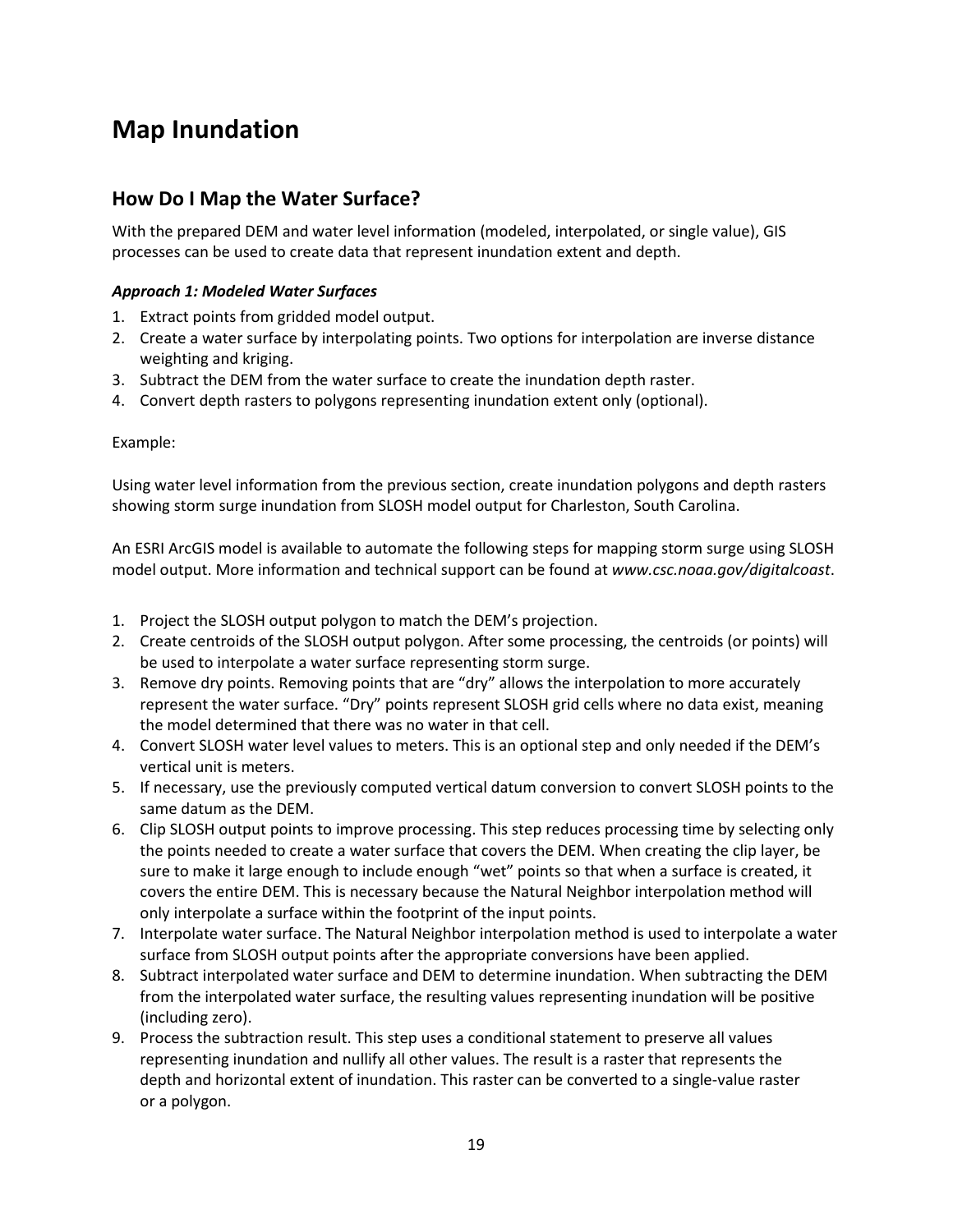# Map Inundation

## How Do I Map the Water Surface?

With the prepared DEM and water level information (modeled, interpolated, or single value), GIS processes can be used to create data that represent inundation extent and depth.

***Approach 1: Modeled Water Surfaces***

1. Extract points from gridded model output.
2. Create a water surface by interpolating points. Two options for interpolation are inverse distance weighting and kriging.
3. Subtract the DEM from the water surface to create the inundation depth raster.
4. Convert depth rasters to polygons representing inundation extent only (optional).

Example:

Using water level information from the previous section, create inundation polygons and depth rasters showing storm surge inundation from SLOSH model output for Charleston, South Carolina.

An ESRI ArcGIS model is available to automate the following steps for mapping storm surge using SLOSH model output. More information and technical support can be found at *www.csc.noaa.gov/digitalcoast*.

1. Project the SLOSH output polygon to match the DEM's projection.
2. Create centroids of the SLOSH output polygon. After some processing, the centroids (or points) will be used to interpolate a water surface representing storm surge.
3. Remove dry points. Removing points that are "dry" allows the interpolation to more accurately represent the water surface. "Dry" points represent SLOSH grid cells where no data exist, meaning the model determined that there was no water in that cell.
4. Convert SLOSH water level values to meters. This is an optional step and only needed if the DEM's vertical unit is meters.
5. If necessary, use the previously computed vertical datum conversion to convert SLOSH points to the same datum as the DEM.
6. Clip SLOSH output points to improve processing. This step reduces processing time by selecting only the points needed to create a water surface that covers the DEM. When creating the clip layer, be sure to make it large enough to include enough "wet" points so that when a surface is created, it covers the entire DEM. This is necessary because the Natural Neighbor interpolation method will only interpolate a surface within the footprint of the input points.
7. Interpolate water surface. The Natural Neighbor interpolation method is used to interpolate a water surface from SLOSH output points after the appropriate conversions have been applied.
8. Subtract interpolated water surface and DEM to determine inundation. When subtracting the DEM from the interpolated water surface, the resulting values representing inundation will be positive (including zero).
9. Process the subtraction result. This step uses a conditional statement to preserve all values representing inundation and nullify all other values. The result is a raster that represents the depth and horizontal extent of inundation. This raster can be converted to a single-value raster or a polygon.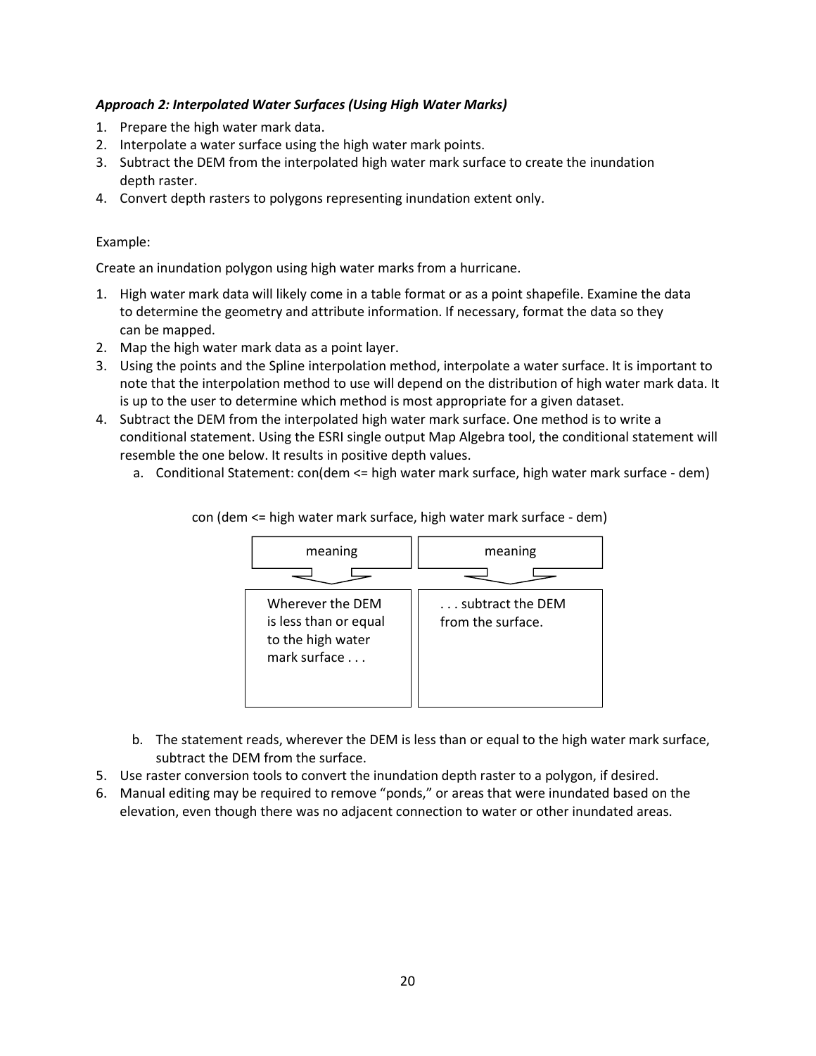***Approach 2: Interpolated Water Surfaces (Using High Water Marks)***

1. Prepare the high water mark data.
2. Interpolate a water surface using the high water mark points.
3. Subtract the DEM from the interpolated high water mark surface to create the inundation depth raster.
4. Convert depth rasters to polygons representing inundation extent only.

Example:

Create an inundation polygon using high water marks from a hurricane.

1. High water mark data will likely come in a table format or as a point shapefile. Examine the data to determine the geometry and attribute information. If necessary, format the data so they can be mapped.
2. Map the high water mark data as a point layer.
3. Using the points and the Spline interpolation method, interpolate a water surface. It is important to note that the interpolation method to use will depend on the distribution of high water mark data. It is up to the user to determine which method is most appropriate for a given dataset.
4. Subtract the DEM from the interpolated high water mark surface. One method is to write a conditional statement. Using the ESRI single output Map Algebra tool, the conditional statement will resemble the one below. It results in positive depth values.
   a. Conditional Statement: con(dem <= high water mark surface, high water mark surface - dem)

   con (dem <= high water mark surface, high water mark surface - dem)

   | meaning | meaning |
   |---|---|
   | Wherever the DEM is less than or equal to the high water mark surface . . . | . . . subtract the DEM from the surface. |

   b. The statement reads, wherever the DEM is less than or equal to the high water mark surface, subtract the DEM from the surface.
5. Use raster conversion tools to convert the inundation depth raster to a polygon, if desired.
6. Manual editing may be required to remove "ponds," or areas that were inundated based on the elevation, even though there was no adjacent connection to water or other inundated areas.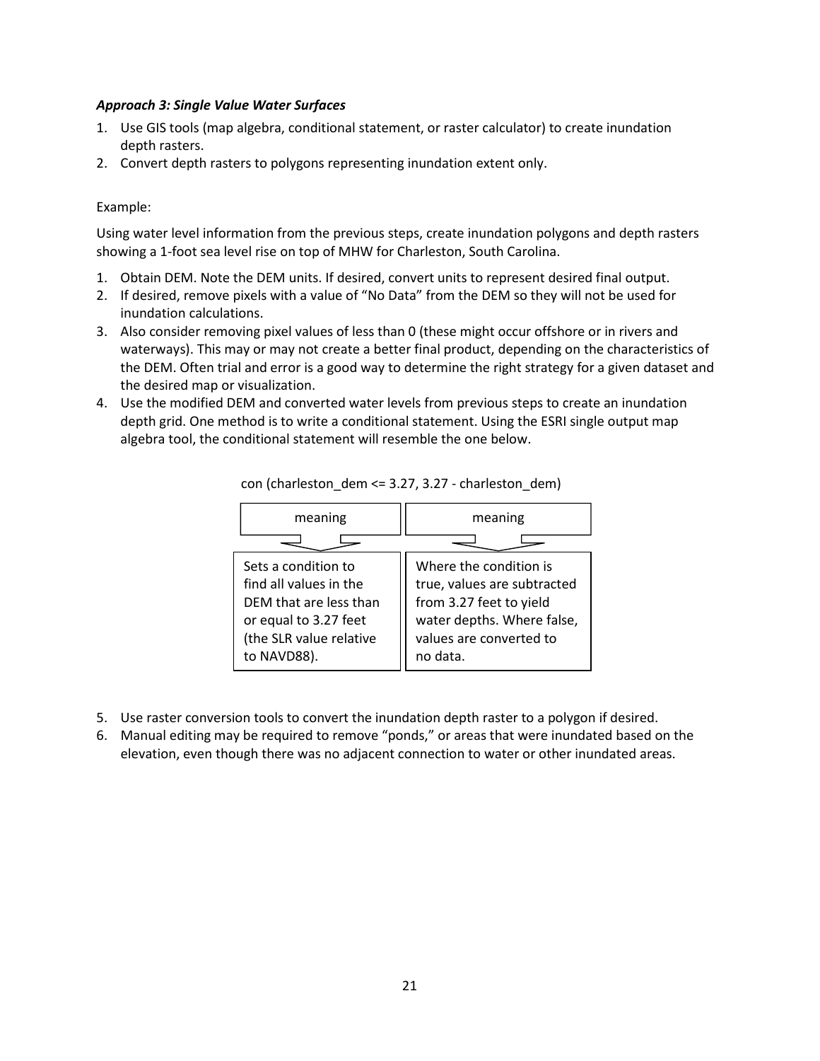***Approach 3: Single Value Water Surfaces***

1. Use GIS tools (map algebra, conditional statement, or raster calculator) to create inundation depth rasters.
2. Convert depth rasters to polygons representing inundation extent only.

Example:

Using water level information from the previous steps, create inundation polygons and depth rasters showing a 1-foot sea level rise on top of MHW for Charleston, South Carolina.

1. Obtain DEM. Note the DEM units. If desired, convert units to represent desired final output.
2. If desired, remove pixels with a value of "No Data" from the DEM so they will not be used for inundation calculations.
3. Also consider removing pixel values of less than 0 (these might occur offshore or in rivers and waterways). This may or may not create a better final product, depending on the characteristics of the DEM. Often trial and error is a good way to determine the right strategy for a given dataset and the desired map or visualization.
4. Use the modified DEM and converted water levels from previous steps to create an inundation depth grid. One method is to write a conditional statement. Using the ESRI single output map algebra tool, the conditional statement will resemble the one below.

```
con (charleston_dem <= 3.27, 3.27 - charleston_dem)
```

| meaning | meaning |
|---|---|
| Sets a condition to find all values in the DEM that are less than or equal to 3.27 feet (the SLR value relative to NAVD88). | Where the condition is true, values are subtracted from 3.27 feet to yield water depths. Where false, values are converted to no data. |

5. Use raster conversion tools to convert the inundation depth raster to a polygon if desired.
6. Manual editing may be required to remove "ponds," or areas that were inundated based on the elevation, even though there was no adjacent connection to water or other inundated areas.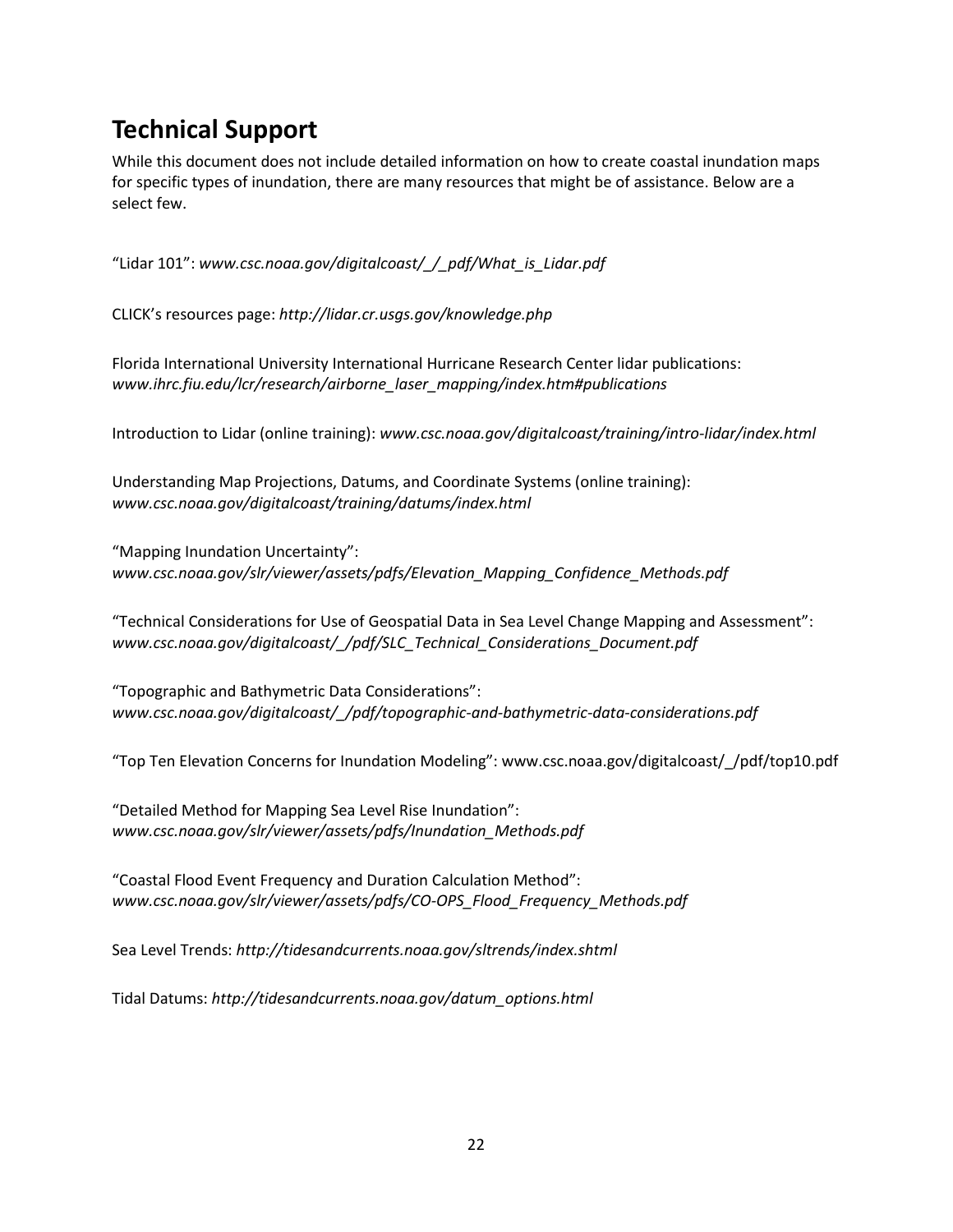## Technical Support

While this document does not include detailed information on how to create coastal inundation maps for specific types of inundation, there are many resources that might be of assistance. Below are a select few.

“Lidar 101”: *www.csc.noaa.gov/digitalcoast/_/_pdf/What_is_Lidar.pdf*

CLICK’s resources page: *http://lidar.cr.usgs.gov/knowledge.php*

Florida International University International Hurricane Research Center lidar publications: *www.ihrc.fiu.edu/lcr/research/airborne_laser_mapping/index.htm#publications*

Introduction to Lidar (online training): *www.csc.noaa.gov/digitalcoast/training/intro-lidar/index.html*

Understanding Map Projections, Datums, and Coordinate Systems (online training): *www.csc.noaa.gov/digitalcoast/training/datums/index.html*

“Mapping Inundation Uncertainty”: *www.csc.noaa.gov/slr/viewer/assets/pdfs/Elevation_Mapping_Confidence_Methods.pdf*

“Technical Considerations for Use of Geospatial Data in Sea Level Change Mapping and Assessment”: *www.csc.noaa.gov/digitalcoast/_/pdf/SLC_Technical_Considerations_Document.pdf*

“Topographic and Bathymetric Data Considerations”: *www.csc.noaa.gov/digitalcoast/_/pdf/topographic-and-bathymetric-data-considerations.pdf*

“Top Ten Elevation Concerns for Inundation Modeling”: www.csc.noaa.gov/digitalcoast/_/pdf/top10.pdf

“Detailed Method for Mapping Sea Level Rise Inundation”: *www.csc.noaa.gov/slr/viewer/assets/pdfs/Inundation_Methods.pdf*

“Coastal Flood Event Frequency and Duration Calculation Method”: *www.csc.noaa.gov/slr/viewer/assets/pdfs/CO-OPS_Flood_Frequency_Methods.pdf*

Sea Level Trends: *http://tidesandcurrents.noaa.gov/sltrends/index.shtml*

Tidal Datums: *http://tidesandcurrents.noaa.gov/datum_options.html*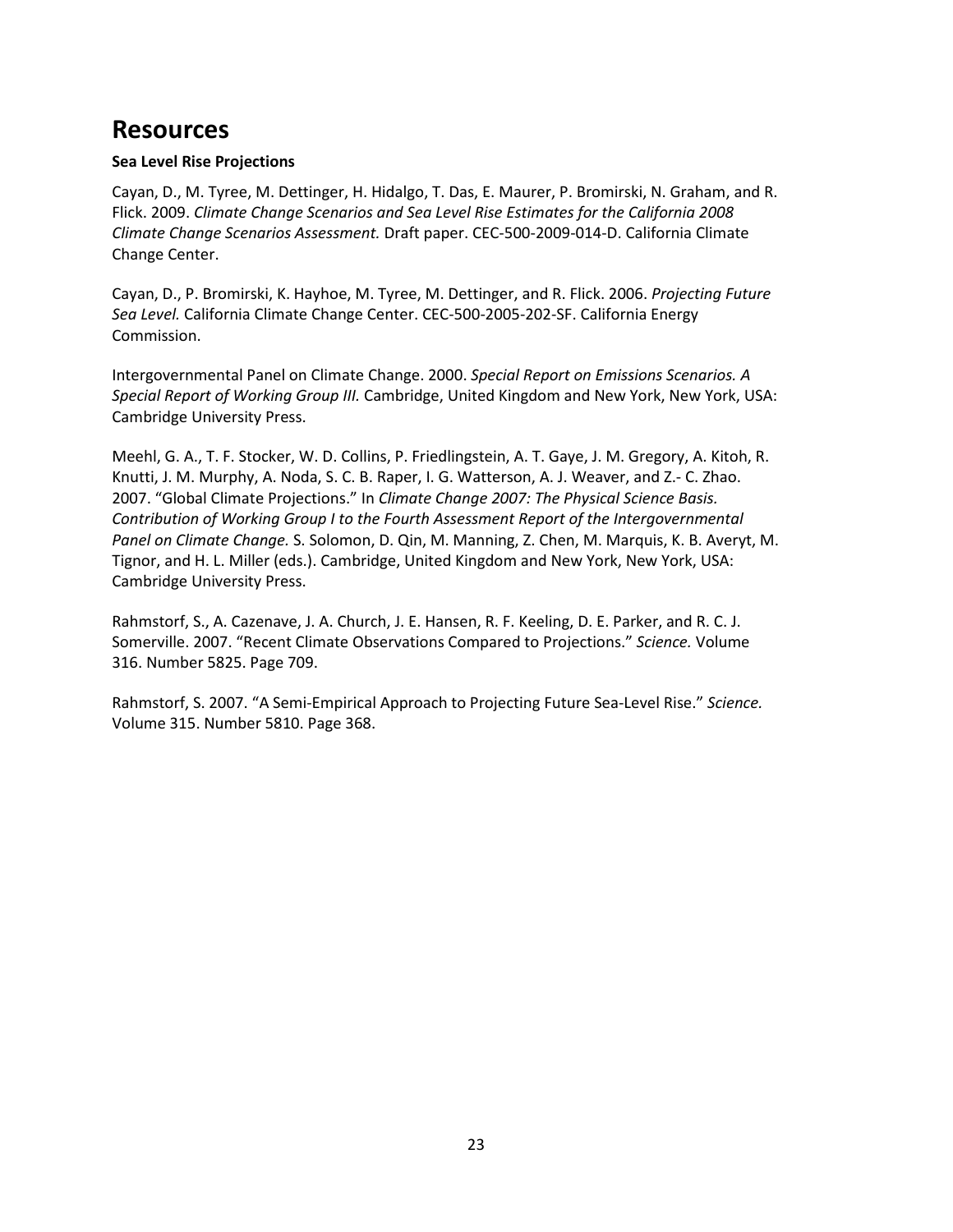# Resources

**Sea Level Rise Projections**

Cayan, D., M. Tyree, M. Dettinger, H. Hidalgo, T. Das, E. Maurer, P. Bromirski, N. Graham, and R. Flick. 2009. *Climate Change Scenarios and Sea Level Rise Estimates for the California 2008 Climate Change Scenarios Assessment.* Draft paper. CEC-500-2009-014-D. California Climate Change Center.

Cayan, D., P. Bromirski, K. Hayhoe, M. Tyree, M. Dettinger, and R. Flick. 2006. *Projecting Future Sea Level.* California Climate Change Center. CEC-500-2005-202-SF. California Energy Commission.

Intergovernmental Panel on Climate Change. 2000. *Special Report on Emissions Scenarios. A Special Report of Working Group III.* Cambridge, United Kingdom and New York, New York, USA: Cambridge University Press.

Meehl, G. A., T. F. Stocker, W. D. Collins, P. Friedlingstein, A. T. Gaye, J. M. Gregory, A. Kitoh, R. Knutti, J. M. Murphy, A. Noda, S. C. B. Raper, I. G. Watterson, A. J. Weaver, and Z.- C. Zhao. 2007. "Global Climate Projections." In *Climate Change 2007: The Physical Science Basis. Contribution of Working Group I to the Fourth Assessment Report of the Intergovernmental Panel on Climate Change.* S. Solomon, D. Qin, M. Manning, Z. Chen, M. Marquis, K. B. Averyt, M. Tignor, and H. L. Miller (eds.). Cambridge, United Kingdom and New York, New York, USA: Cambridge University Press.

Rahmstorf, S., A. Cazenave, J. A. Church, J. E. Hansen, R. F. Keeling, D. E. Parker, and R. C. J. Somerville. 2007. "Recent Climate Observations Compared to Projections." *Science.* Volume 316. Number 5825. Page 709.

Rahmstorf, S. 2007. "A Semi-Empirical Approach to Projecting Future Sea-Level Rise." *Science.* Volume 315. Number 5810. Page 368.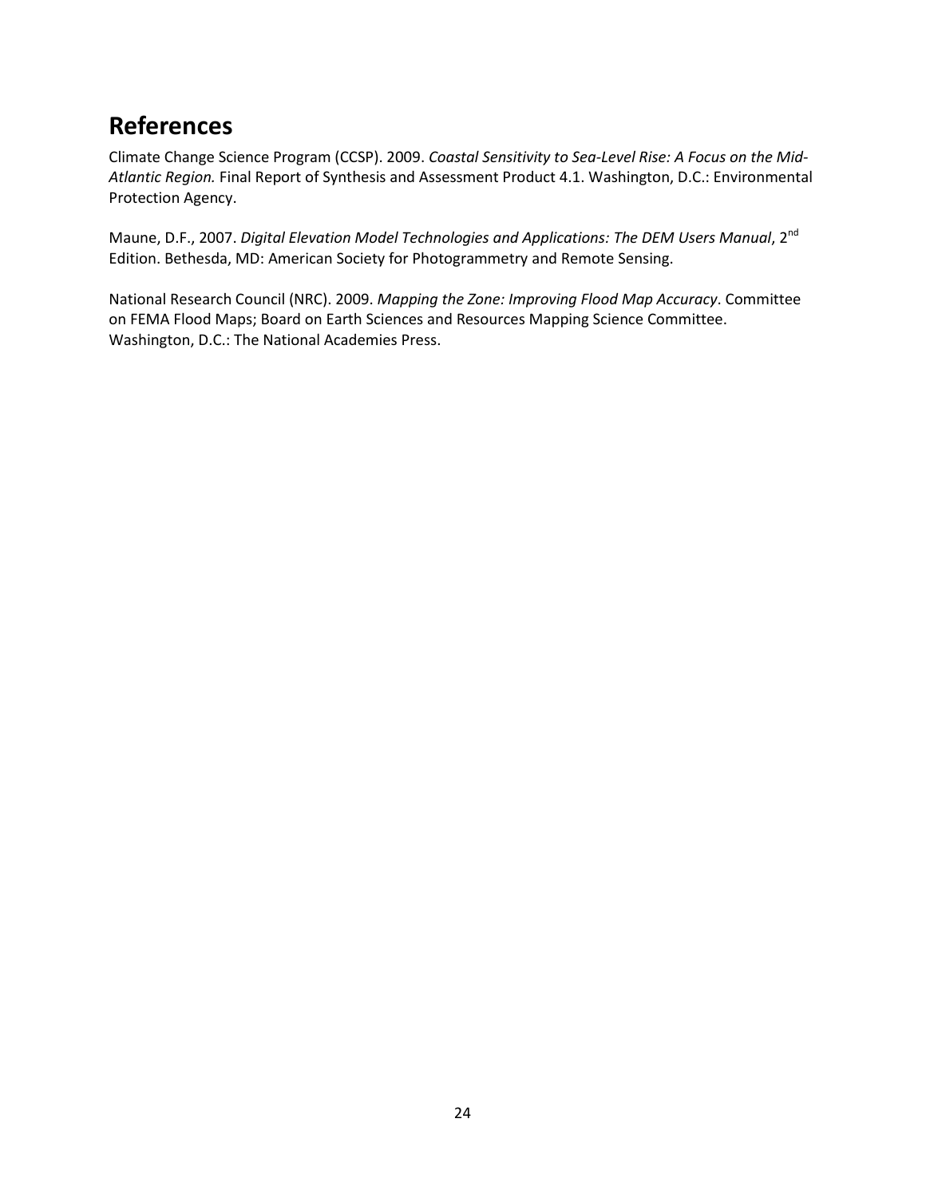## References

Climate Change Science Program (CCSP). 2009. *Coastal Sensitivity to Sea-Level Rise: A Focus on the Mid-Atlantic Region.* Final Report of Synthesis and Assessment Product 4.1. Washington, D.C.: Environmental Protection Agency.

Maune, D.F., 2007. *Digital Elevation Model Technologies and Applications: The DEM Users Manual*, 2nd Edition. Bethesda, MD: American Society for Photogrammetry and Remote Sensing.

National Research Council (NRC). 2009. *Mapping the Zone: Improving Flood Map Accuracy*. Committee on FEMA Flood Maps; Board on Earth Sciences and Resources Mapping Science Committee. Washington, D.C.: The National Academies Press.